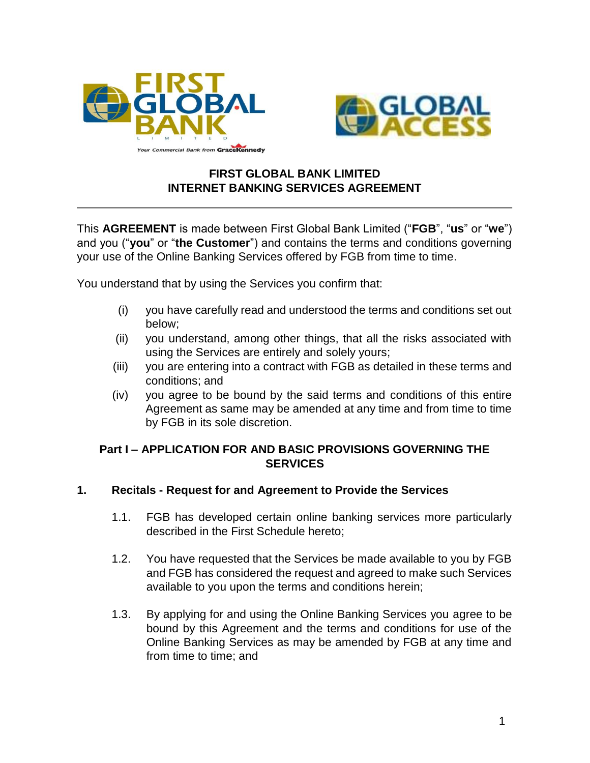# FIRST GLOBAL BANK LIMITED
# INTERNET BANKING SERVICES AGREEMENT

---

This **AGREEMENT** is made between First Global Bank Limited ("**FGB**", "**us**" or "**we**") and you ("**you**" or "**the Customer**") and contains the terms and conditions governing your use of the Online Banking Services offered by FGB from time to time.

You understand that by using the Services you confirm that:

(i) you have carefully read and understood the terms and conditions set out below;

(ii) you understand, among other things, that all the risks associated with using the Services are entirely and solely yours;

(iii) you are entering into a contract with FGB as detailed in these terms and conditions; and

(iv) you agree to be bound by the said terms and conditions of this entire Agreement as same may be amended at any time and from time to time by FGB in its sole discretion.

## Part I – APPLICATION FOR AND BASIC PROVISIONS GOVERNING THE SERVICES

### 1. Recitals - Request for and Agreement to Provide the Services

1.1. FGB has developed certain online banking services more particularly described in the First Schedule hereto;

1.2. You have requested that the Services be made available to you by FGB and FGB has considered the request and agreed to make such Services available to you upon the terms and conditions herein;

1.3. By applying for and using the Online Banking Services you agree to be bound by this Agreement and the terms and conditions for use of the Online Banking Services as may be amended by FGB at any time and from time to time; and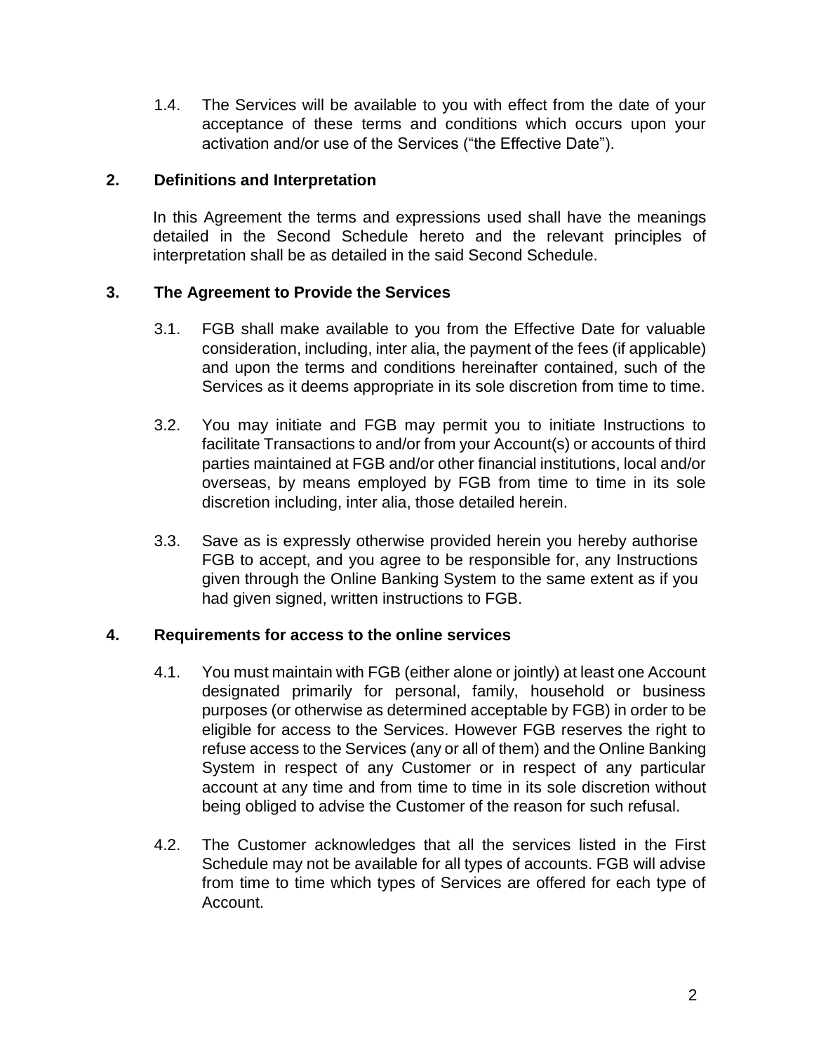1.4. The Services will be available to you with effect from the date of your acceptance of these terms and conditions which occurs upon your activation and/or use of the Services (“the Effective Date”).

## 2. Definitions and Interpretation

In this Agreement the terms and expressions used shall have the meanings detailed in the Second Schedule hereto and the relevant principles of interpretation shall be as detailed in the said Second Schedule.

## 3. The Agreement to Provide the Services

3.1. FGB shall make available to you from the Effective Date for valuable consideration, including, inter alia, the payment of the fees (if applicable) and upon the terms and conditions hereinafter contained, such of the Services as it deems appropriate in its sole discretion from time to time.

3.2. You may initiate and FGB may permit you to initiate Instructions to facilitate Transactions to and/or from your Account(s) or accounts of third parties maintained at FGB and/or other financial institutions, local and/or overseas, by means employed by FGB from time to time in its sole discretion including, inter alia, those detailed herein.

3.3. Save as is expressly otherwise provided herein you hereby authorise FGB to accept, and you agree to be responsible for, any Instructions given through the Online Banking System to the same extent as if you had given signed, written instructions to FGB.

## 4. Requirements for access to the online services

4.1. You must maintain with FGB (either alone or jointly) at least one Account designated primarily for personal, family, household or business purposes (or otherwise as determined acceptable by FGB) in order to be eligible for access to the Services. However FGB reserves the right to refuse access to the Services (any or all of them) and the Online Banking System in respect of any Customer or in respect of any particular account at any time and from time to time in its sole discretion without being obliged to advise the Customer of the reason for such refusal.

4.2. The Customer acknowledges that all the services listed in the First Schedule may not be available for all types of accounts. FGB will advise from time to time which types of Services are offered for each type of Account.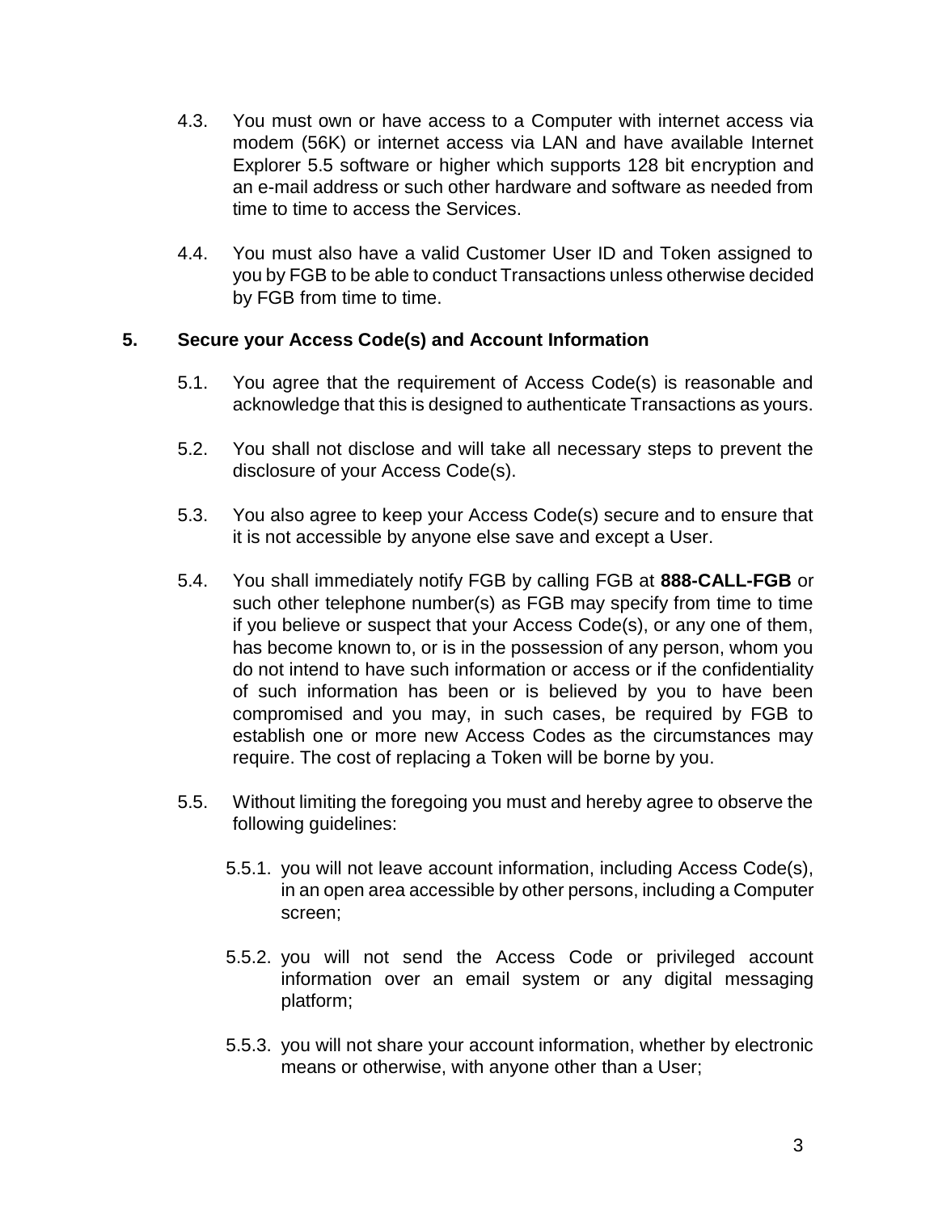4.3. You must own or have access to a Computer with internet access via modem (56K) or internet access via LAN and have available Internet Explorer 5.5 software or higher which supports 128 bit encryption and an e-mail address or such other hardware and software as needed from time to time to access the Services.

4.4. You must also have a valid Customer User ID and Token assigned to you by FGB to be able to conduct Transactions unless otherwise decided by FGB from time to time.

## 5. Secure your Access Code(s) and Account Information

5.1. You agree that the requirement of Access Code(s) is reasonable and acknowledge that this is designed to authenticate Transactions as yours.

5.2. You shall not disclose and will take all necessary steps to prevent the disclosure of your Access Code(s).

5.3. You also agree to keep your Access Code(s) secure and to ensure that it is not accessible by anyone else save and except a User.

5.4. You shall immediately notify FGB by calling FGB at **888-CALL-FGB** or such other telephone number(s) as FGB may specify from time to time if you believe or suspect that your Access Code(s), or any one of them, has become known to, or is in the possession of any person, whom you do not intend to have such information or access or if the confidentiality of such information has been or is believed by you to have been compromised and you may, in such cases, be required by FGB to establish one or more new Access Codes as the circumstances may require. The cost of replacing a Token will be borne by you.

5.5. Without limiting the foregoing you must and hereby agree to observe the following guidelines:

5.5.1. you will not leave account information, including Access Code(s), in an open area accessible by other persons, including a Computer screen;

5.5.2. you will not send the Access Code or privileged account information over an email system or any digital messaging platform;

5.5.3. you will not share your account information, whether by electronic means or otherwise, with anyone other than a User;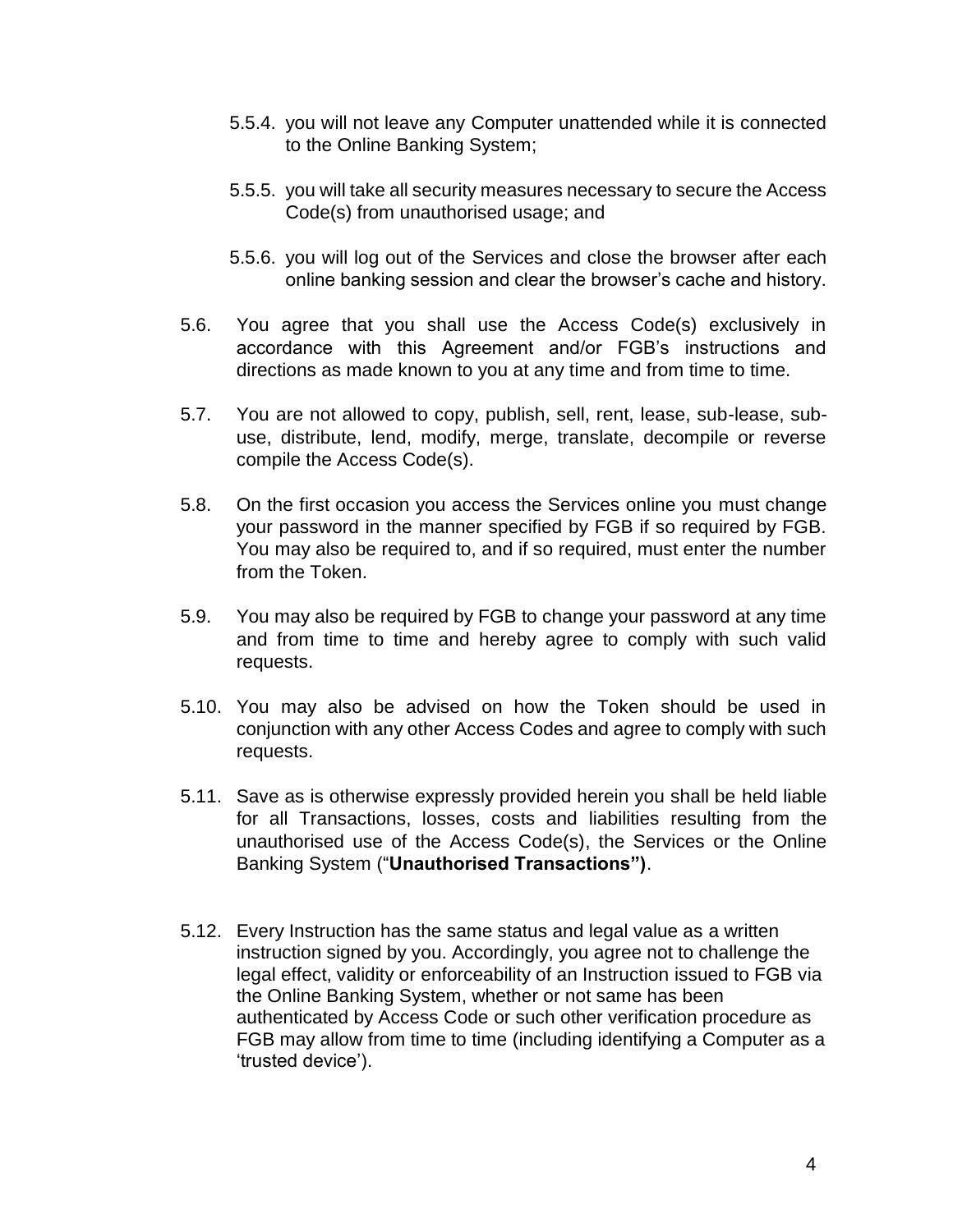5.5.4. you will not leave any Computer unattended while it is connected to the Online Banking System;

5.5.5. you will take all security measures necessary to secure the Access Code(s) from unauthorised usage; and

5.5.6. you will log out of the Services and close the browser after each online banking session and clear the browser's cache and history.

5.6. You agree that you shall use the Access Code(s) exclusively in accordance with this Agreement and/or FGB's instructions and directions as made known to you at any time and from time to time.

5.7. You are not allowed to copy, publish, sell, rent, lease, sub-lease, sub-use, distribute, lend, modify, merge, translate, decompile or reverse compile the Access Code(s).

5.8. On the first occasion you access the Services online you must change your password in the manner specified by FGB if so required by FGB. You may also be required to, and if so required, must enter the number from the Token.

5.9. You may also be required by FGB to change your password at any time and from time to time and hereby agree to comply with such valid requests.

5.10. You may also be advised on how the Token should be used in conjunction with any other Access Codes and agree to comply with such requests.

5.11. Save as is otherwise expressly provided herein you shall be held liable for all Transactions, losses, costs and liabilities resulting from the unauthorised use of the Access Code(s), the Services or the Online Banking System ("**Unauthorised Transactions")**.

5.12. Every Instruction has the same status and legal value as a written instruction signed by you. Accordingly, you agree not to challenge the legal effect, validity or enforceability of an Instruction issued to FGB via the Online Banking System, whether or not same has been authenticated by Access Code or such other verification procedure as FGB may allow from time to time (including identifying a Computer as a 'trusted device').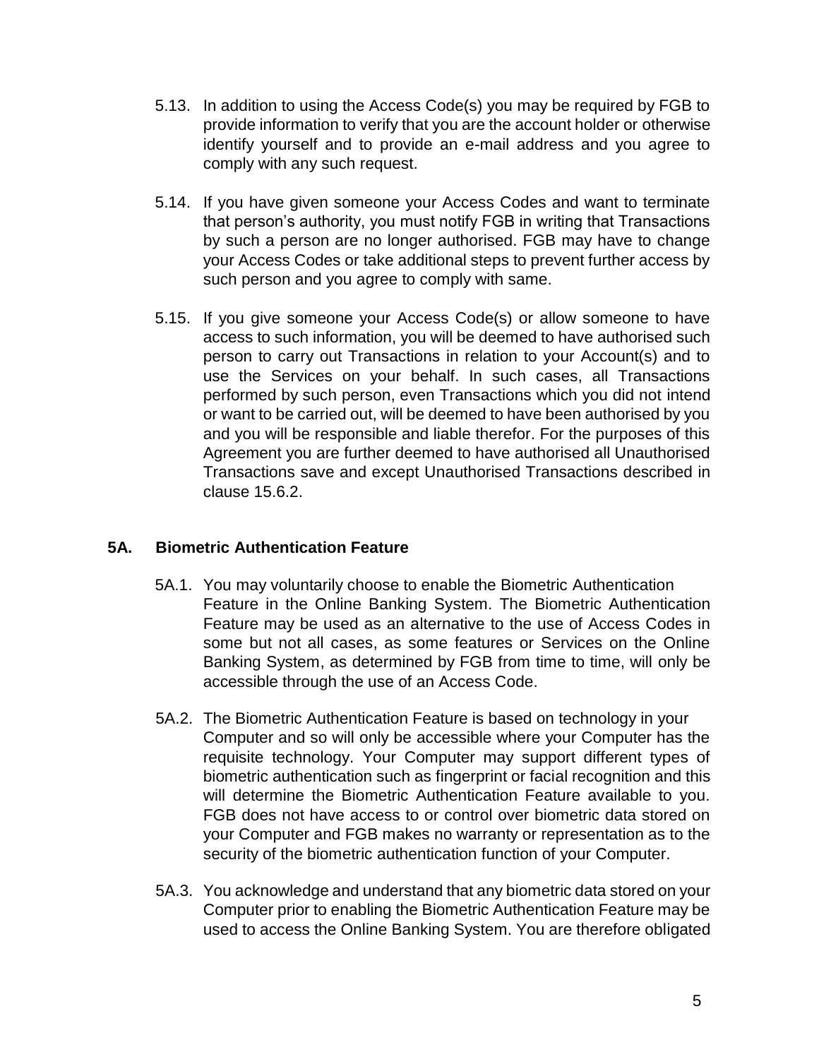5.13. In addition to using the Access Code(s) you may be required by FGB to provide information to verify that you are the account holder or otherwise identify yourself and to provide an e-mail address and you agree to comply with any such request.

5.14. If you have given someone your Access Codes and want to terminate that person's authority, you must notify FGB in writing that Transactions by such a person are no longer authorised. FGB may have to change your Access Codes or take additional steps to prevent further access by such person and you agree to comply with same.

5.15. If you give someone your Access Code(s) or allow someone to have access to such information, you will be deemed to have authorised such person to carry out Transactions in relation to your Account(s) and to use the Services on your behalf. In such cases, all Transactions performed by such person, even Transactions which you did not intend or want to be carried out, will be deemed to have been authorised by you and you will be responsible and liable therefor. For the purposes of this Agreement you are further deemed to have authorised all Unauthorised Transactions save and except Unauthorised Transactions described in clause 15.6.2.

## 5A. Biometric Authentication Feature

5A.1. You may voluntarily choose to enable the Biometric Authentication Feature in the Online Banking System. The Biometric Authentication Feature may be used as an alternative to the use of Access Codes in some but not all cases, as some features or Services on the Online Banking System, as determined by FGB from time to time, will only be accessible through the use of an Access Code.

5A.2. The Biometric Authentication Feature is based on technology in your Computer and so will only be accessible where your Computer has the requisite technology. Your Computer may support different types of biometric authentication such as fingerprint or facial recognition and this will determine the Biometric Authentication Feature available to you. FGB does not have access to or control over biometric data stored on your Computer and FGB makes no warranty or representation as to the security of the biometric authentication function of your Computer.

5A.3. You acknowledge and understand that any biometric data stored on your Computer prior to enabling the Biometric Authentication Feature may be used to access the Online Banking System. You are therefore obligated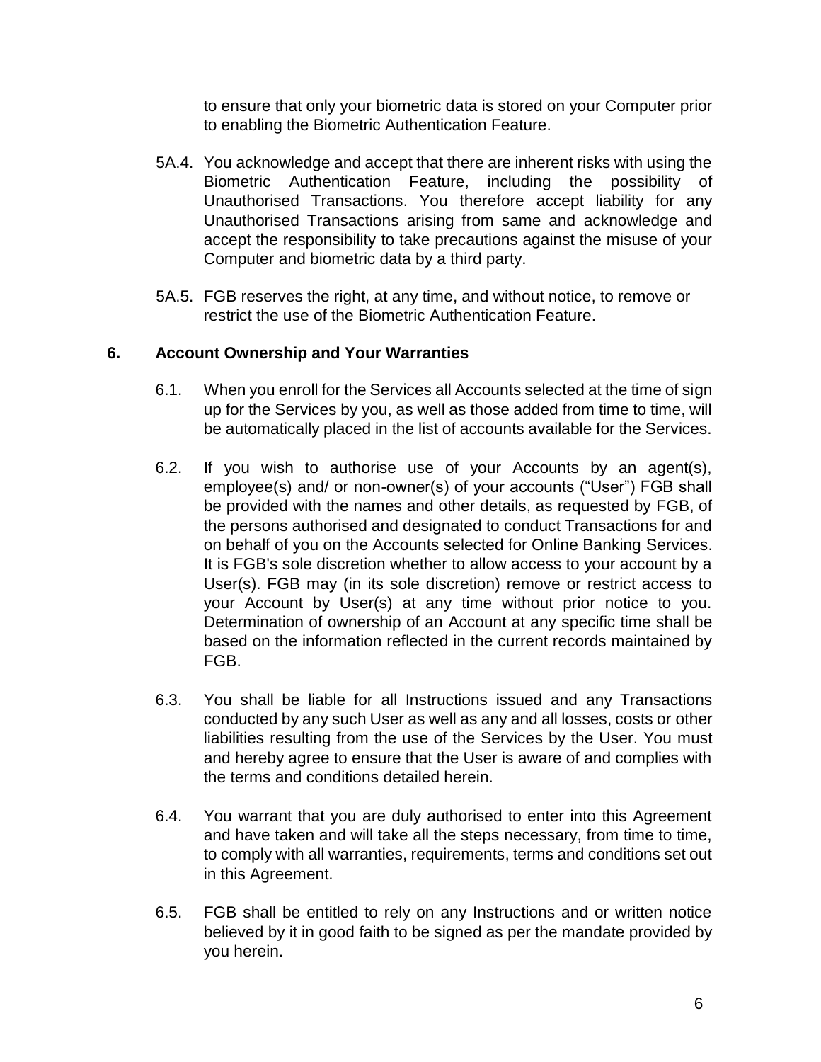to ensure that only your biometric data is stored on your Computer prior to enabling the Biometric Authentication Feature.

5A.4. You acknowledge and accept that there are inherent risks with using the Biometric Authentication Feature, including the possibility of Unauthorised Transactions. You therefore accept liability for any Unauthorised Transactions arising from same and acknowledge and accept the responsibility to take precautions against the misuse of your Computer and biometric data by a third party.

5A.5. FGB reserves the right, at any time, and without notice, to remove or restrict the use of the Biometric Authentication Feature.

## 6. Account Ownership and Your Warranties

6.1. When you enroll for the Services all Accounts selected at the time of sign up for the Services by you, as well as those added from time to time, will be automatically placed in the list of accounts available for the Services.

6.2. If you wish to authorise use of your Accounts by an agent(s), employee(s) and/ or non-owner(s) of your accounts ("User") FGB shall be provided with the names and other details, as requested by FGB, of the persons authorised and designated to conduct Transactions for and on behalf of you on the Accounts selected for Online Banking Services. It is FGB's sole discretion whether to allow access to your account by a User(s). FGB may (in its sole discretion) remove or restrict access to your Account by User(s) at any time without prior notice to you. Determination of ownership of an Account at any specific time shall be based on the information reflected in the current records maintained by FGB.

6.3. You shall be liable for all Instructions issued and any Transactions conducted by any such User as well as any and all losses, costs or other liabilities resulting from the use of the Services by the User. You must and hereby agree to ensure that the User is aware of and complies with the terms and conditions detailed herein.

6.4. You warrant that you are duly authorised to enter into this Agreement and have taken and will take all the steps necessary, from time to time, to comply with all warranties, requirements, terms and conditions set out in this Agreement.

6.5. FGB shall be entitled to rely on any Instructions and or written notice believed by it in good faith to be signed as per the mandate provided by you herein.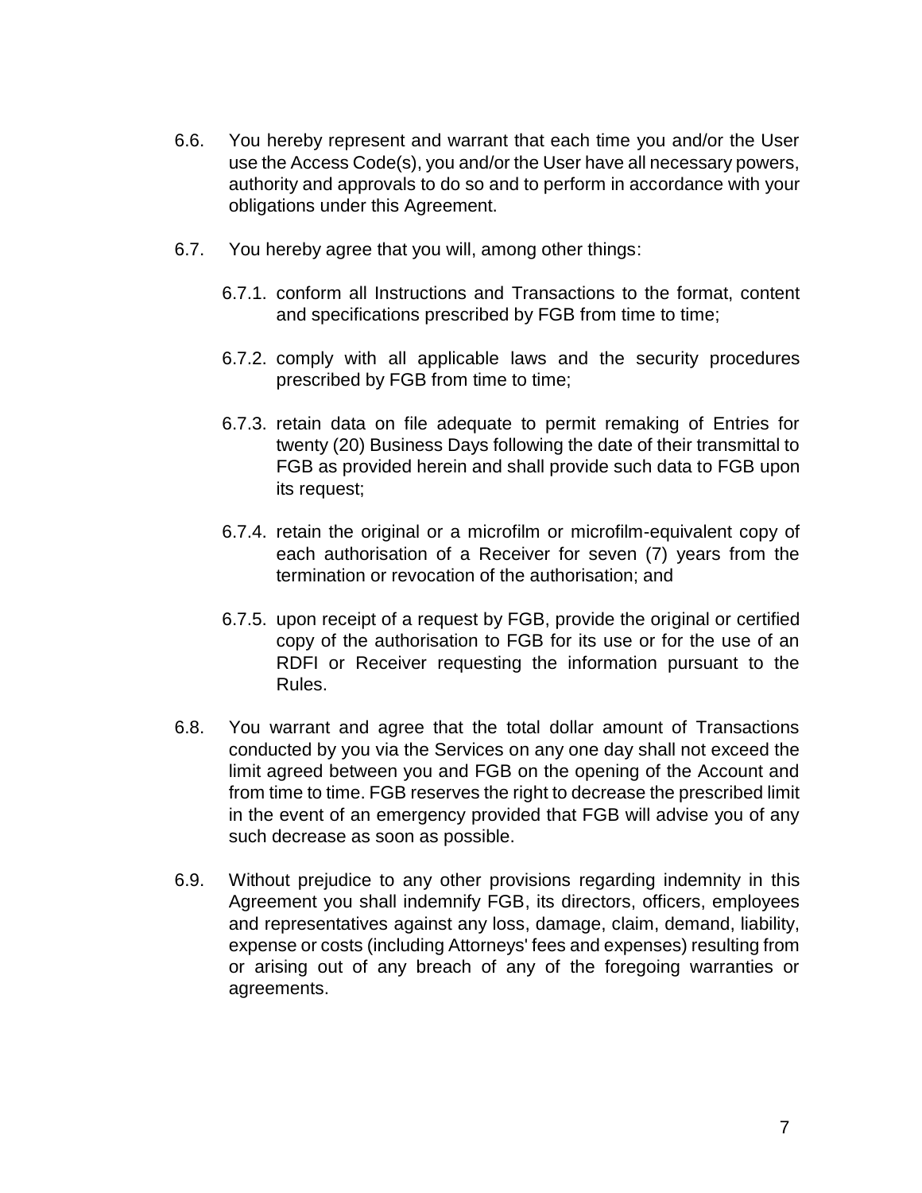6.6. You hereby represent and warrant that each time you and/or the User use the Access Code(s), you and/or the User have all necessary powers, authority and approvals to do so and to perform in accordance with your obligations under this Agreement.

6.7. You hereby agree that you will, among other things:

6.7.1. conform all Instructions and Transactions to the format, content and specifications prescribed by FGB from time to time;

6.7.2. comply with all applicable laws and the security procedures prescribed by FGB from time to time;

6.7.3. retain data on file adequate to permit remaking of Entries for twenty (20) Business Days following the date of their transmittal to FGB as provided herein and shall provide such data to FGB upon its request;

6.7.4. retain the original or a microfilm or microfilm-equivalent copy of each authorisation of a Receiver for seven (7) years from the termination or revocation of the authorisation; and

6.7.5. upon receipt of a request by FGB, provide the original or certified copy of the authorisation to FGB for its use or for the use of an RDFI or Receiver requesting the information pursuant to the Rules.

6.8. You warrant and agree that the total dollar amount of Transactions conducted by you via the Services on any one day shall not exceed the limit agreed between you and FGB on the opening of the Account and from time to time. FGB reserves the right to decrease the prescribed limit in the event of an emergency provided that FGB will advise you of any such decrease as soon as possible.

6.9. Without prejudice to any other provisions regarding indemnity in this Agreement you shall indemnify FGB, its directors, officers, employees and representatives against any loss, damage, claim, demand, liability, expense or costs (including Attorneys' fees and expenses) resulting from or arising out of any breach of any of the foregoing warranties or agreements.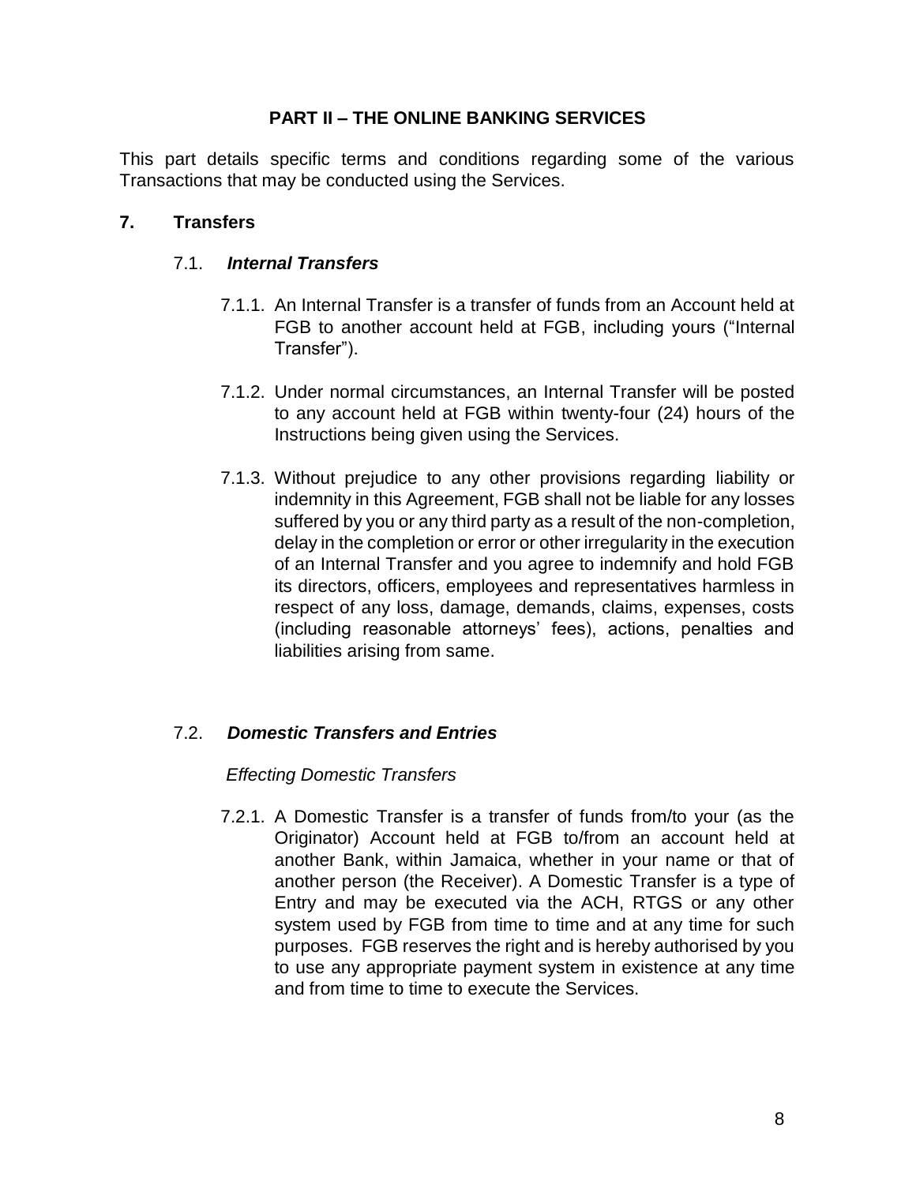## PART II – THE ONLINE BANKING SERVICES

This part details specific terms and conditions regarding some of the various Transactions that may be conducted using the Services.

### 7. Transfers

#### 7.1. *Internal Transfers*

7.1.1. An Internal Transfer is a transfer of funds from an Account held at FGB to another account held at FGB, including yours ("Internal Transfer").

7.1.2. Under normal circumstances, an Internal Transfer will be posted to any account held at FGB within twenty-four (24) hours of the Instructions being given using the Services.

7.1.3. Without prejudice to any other provisions regarding liability or indemnity in this Agreement, FGB shall not be liable for any losses suffered by you or any third party as a result of the non-completion, delay in the completion or error or other irregularity in the execution of an Internal Transfer and you agree to indemnify and hold FGB its directors, officers, employees and representatives harmless in respect of any loss, damage, demands, claims, expenses, costs (including reasonable attorneys' fees), actions, penalties and liabilities arising from same.

#### 7.2. *Domestic Transfers and Entries*

*Effecting Domestic Transfers*

7.2.1. A Domestic Transfer is a transfer of funds from/to your (as the Originator) Account held at FGB to/from an account held at another Bank, within Jamaica, whether in your name or that of another person (the Receiver). A Domestic Transfer is a type of Entry and may be executed via the ACH, RTGS or any other system used by FGB from time to time and at any time for such purposes. FGB reserves the right and is hereby authorised by you to use any appropriate payment system in existence at any time and from time to time to execute the Services.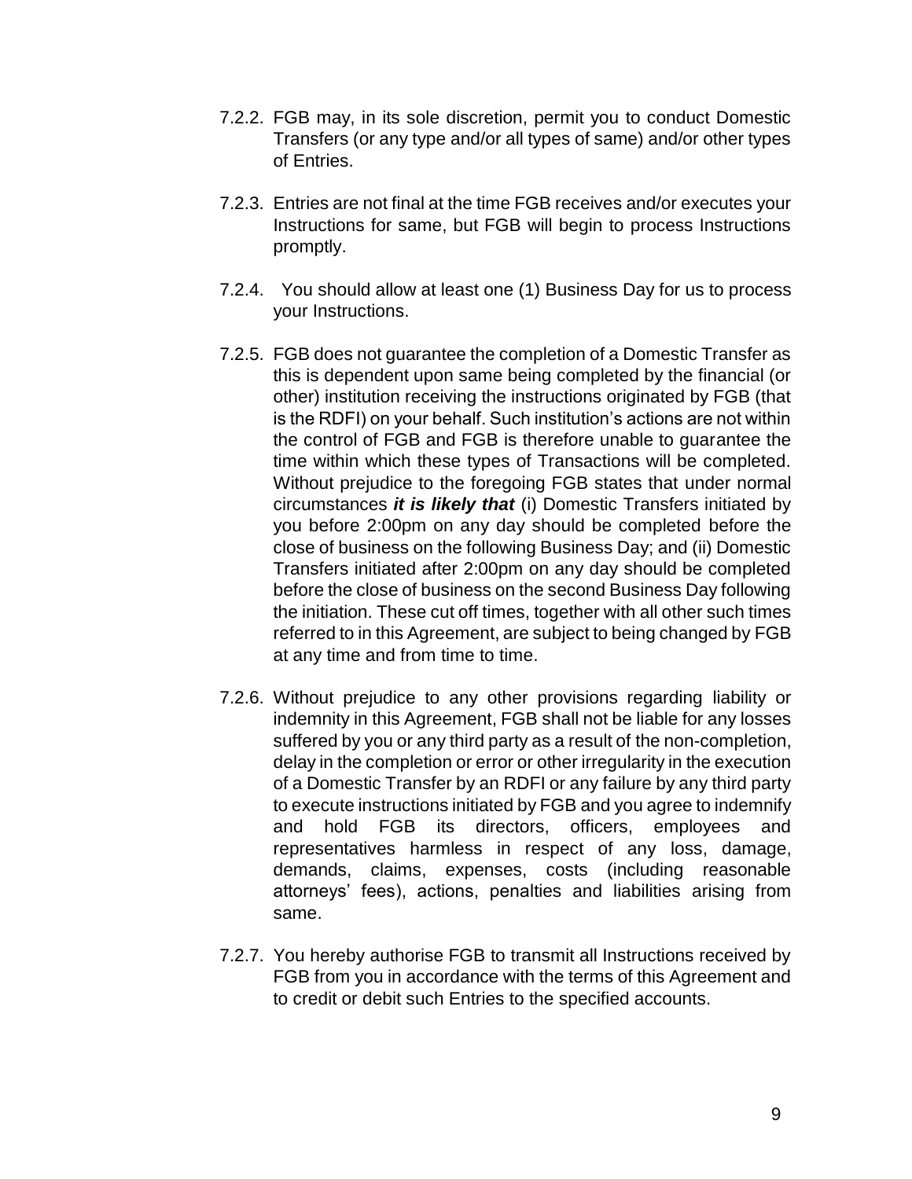7.2.2. FGB may, in its sole discretion, permit you to conduct Domestic Transfers (or any type and/or all types of same) and/or other types of Entries.

7.2.3. Entries are not final at the time FGB receives and/or executes your Instructions for same, but FGB will begin to process Instructions promptly.

7.2.4. You should allow at least one (1) Business Day for us to process your Instructions.

7.2.5. FGB does not guarantee the completion of a Domestic Transfer as this is dependent upon same being completed by the financial (or other) institution receiving the instructions originated by FGB (that is the RDFI) on your behalf. Such institution's actions are not within the control of FGB and FGB is therefore unable to guarantee the time within which these types of Transactions will be completed. Without prejudice to the foregoing FGB states that under normal circumstances ***it is likely that*** (i) Domestic Transfers initiated by you before 2:00pm on any day should be completed before the close of business on the following Business Day; and (ii) Domestic Transfers initiated after 2:00pm on any day should be completed before the close of business on the second Business Day following the initiation. These cut off times, together with all other such times referred to in this Agreement, are subject to being changed by FGB at any time and from time to time.

7.2.6. Without prejudice to any other provisions regarding liability or indemnity in this Agreement, FGB shall not be liable for any losses suffered by you or any third party as a result of the non-completion, delay in the completion or error or other irregularity in the execution of a Domestic Transfer by an RDFI or any failure by any third party to execute instructions initiated by FGB and you agree to indemnify and hold FGB its directors, officers, employees and representatives harmless in respect of any loss, damage, demands, claims, expenses, costs (including reasonable attorneys' fees), actions, penalties and liabilities arising from same.

7.2.7. You hereby authorise FGB to transmit all Instructions received by FGB from you in accordance with the terms of this Agreement and to credit or debit such Entries to the specified accounts.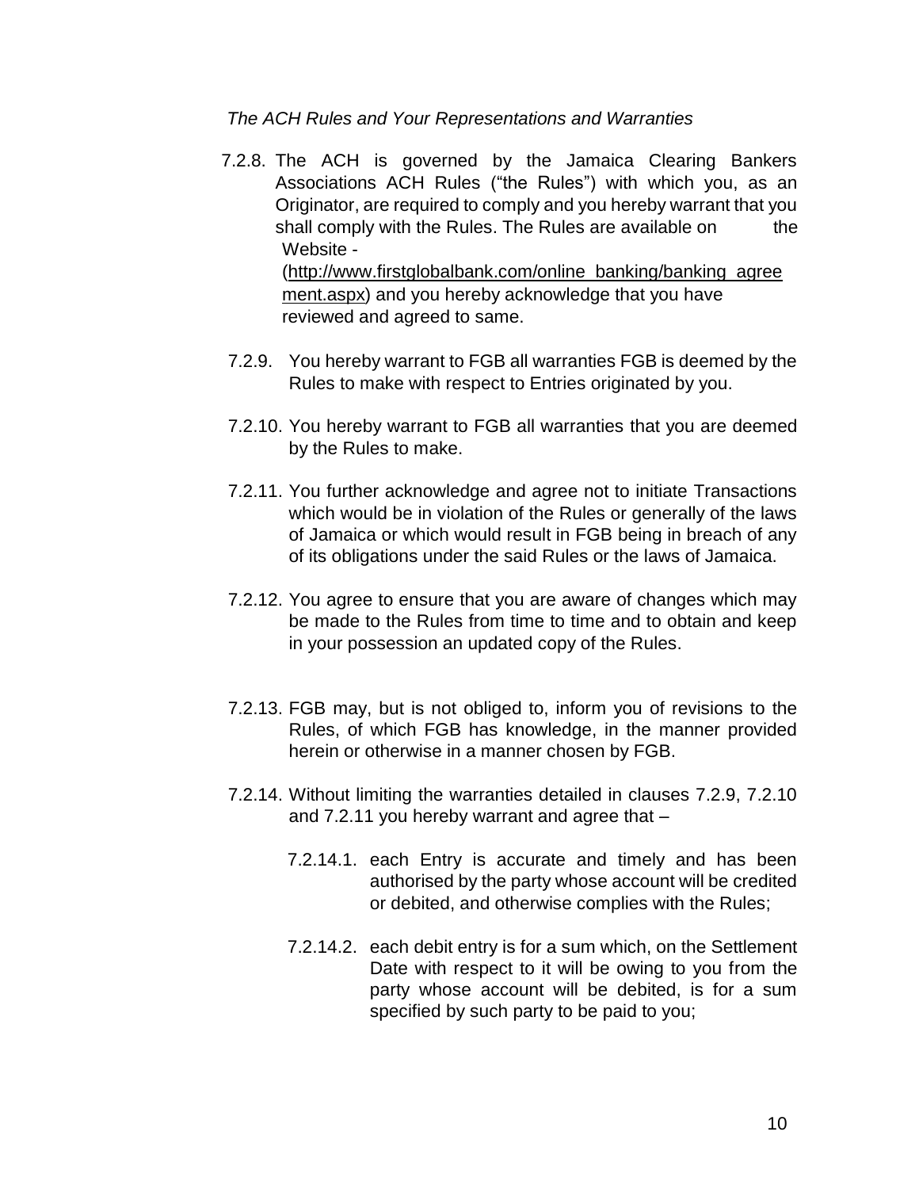*The ACH Rules and Your Representations and Warranties*

7.2.8. The ACH is governed by the Jamaica Clearing Bankers Associations ACH Rules ("the Rules") with which you, as an Originator, are required to comply and you hereby warrant that you shall comply with the Rules. The Rules are available on the Website - (http://www.firstglobalbank.com/online_banking/banking_agreement.aspx) and you hereby acknowledge that you have reviewed and agreed to same.

7.2.9. You hereby warrant to FGB all warranties FGB is deemed by the Rules to make with respect to Entries originated by you.

7.2.10. You hereby warrant to FGB all warranties that you are deemed by the Rules to make.

7.2.11. You further acknowledge and agree not to initiate Transactions which would be in violation of the Rules or generally of the laws of Jamaica or which would result in FGB being in breach of any of its obligations under the said Rules or the laws of Jamaica.

7.2.12. You agree to ensure that you are aware of changes which may be made to the Rules from time to time and to obtain and keep in your possession an updated copy of the Rules.

7.2.13. FGB may, but is not obliged to, inform you of revisions to the Rules, of which FGB has knowledge, in the manner provided herein or otherwise in a manner chosen by FGB.

7.2.14. Without limiting the warranties detailed in clauses 7.2.9, 7.2.10 and 7.2.11 you hereby warrant and agree that –

7.2.14.1. each Entry is accurate and timely and has been authorised by the party whose account will be credited or debited, and otherwise complies with the Rules;

7.2.14.2. each debit entry is for a sum which, on the Settlement Date with respect to it will be owing to you from the party whose account will be debited, is for a sum specified by such party to be paid to you;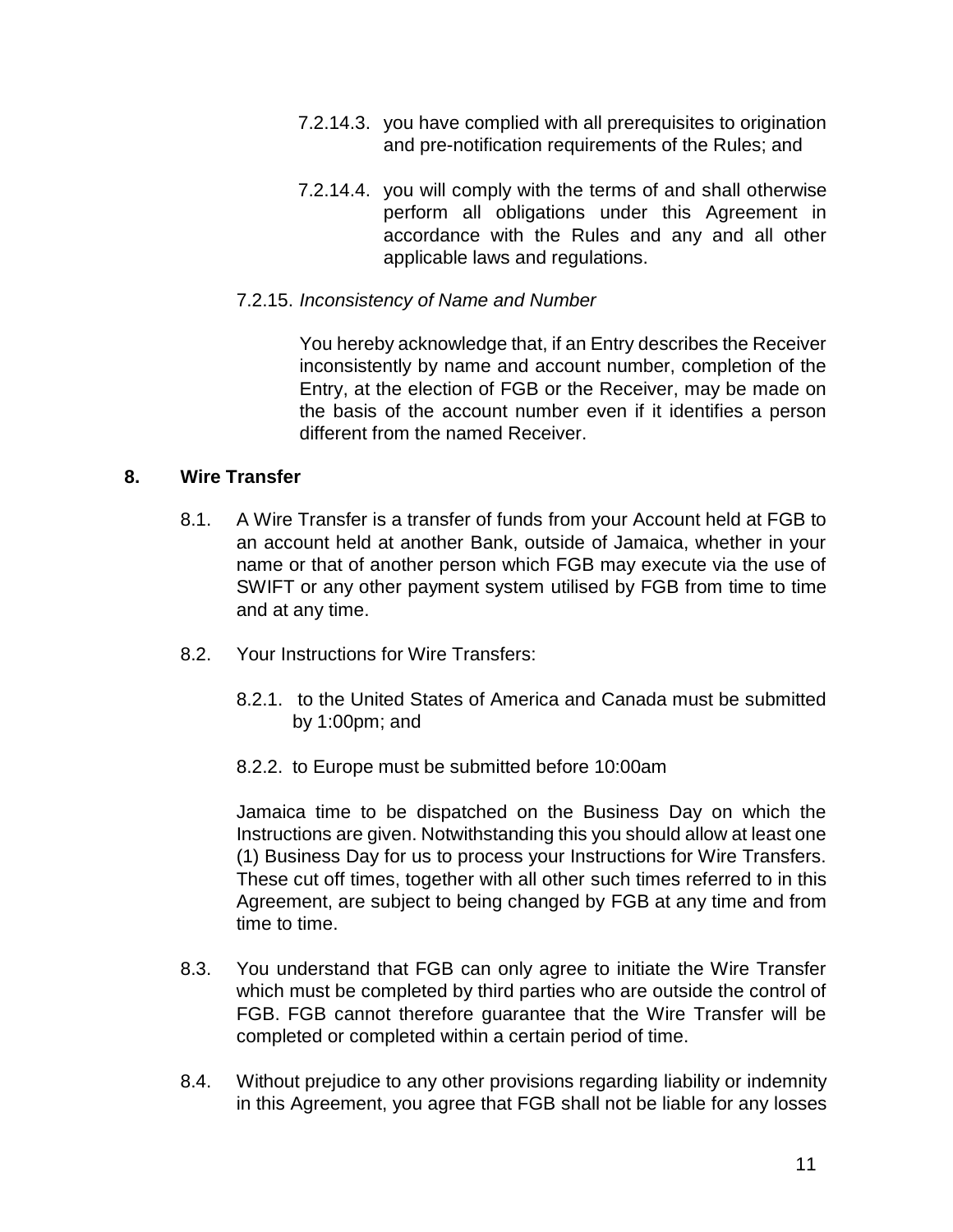7.2.14.3. you have complied with all prerequisites to origination and pre-notification requirements of the Rules; and

7.2.14.4. you will comply with the terms of and shall otherwise perform all obligations under this Agreement in accordance with the Rules and any and all other applicable laws and regulations.

7.2.15. *Inconsistency of Name and Number*

You hereby acknowledge that, if an Entry describes the Receiver inconsistently by name and account number, completion of the Entry, at the election of FGB or the Receiver, may be made on the basis of the account number even if it identifies a person different from the named Receiver.

## 8. Wire Transfer

8.1. A Wire Transfer is a transfer of funds from your Account held at FGB to an account held at another Bank, outside of Jamaica, whether in your name or that of another person which FGB may execute via the use of SWIFT or any other payment system utilised by FGB from time to time and at any time.

8.2. Your Instructions for Wire Transfers:

8.2.1. to the United States of America and Canada must be submitted by 1:00pm; and

8.2.2. to Europe must be submitted before 10:00am

Jamaica time to be dispatched on the Business Day on which the Instructions are given. Notwithstanding this you should allow at least one (1) Business Day for us to process your Instructions for Wire Transfers. These cut off times, together with all other such times referred to in this Agreement, are subject to being changed by FGB at any time and from time to time.

8.3. You understand that FGB can only agree to initiate the Wire Transfer which must be completed by third parties who are outside the control of FGB. FGB cannot therefore guarantee that the Wire Transfer will be completed or completed within a certain period of time.

8.4. Without prejudice to any other provisions regarding liability or indemnity in this Agreement, you agree that FGB shall not be liable for any losses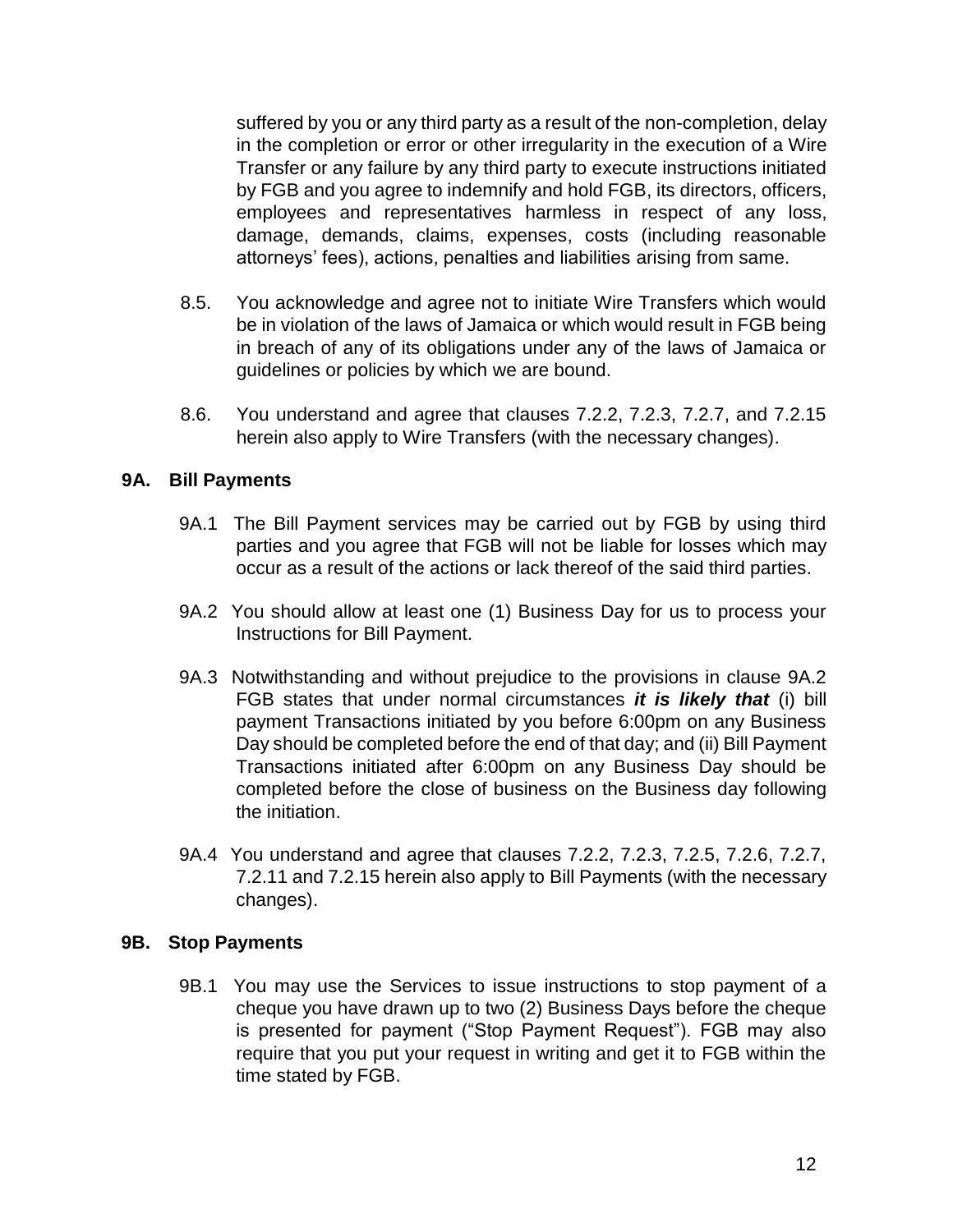suffered by you or any third party as a result of the non-completion, delay in the completion or error or other irregularity in the execution of a Wire Transfer or any failure by any third party to execute instructions initiated by FGB and you agree to indemnify and hold FGB, its directors, officers, employees and representatives harmless in respect of any loss, damage, demands, claims, expenses, costs (including reasonable attorneys' fees), actions, penalties and liabilities arising from same.

8.5. You acknowledge and agree not to initiate Wire Transfers which would be in violation of the laws of Jamaica or which would result in FGB being in breach of any of its obligations under any of the laws of Jamaica or guidelines or policies by which we are bound.

8.6. You understand and agree that clauses 7.2.2, 7.2.3, 7.2.7, and 7.2.15 herein also apply to Wire Transfers (with the necessary changes).

## 9A. Bill Payments

9A.1 The Bill Payment services may be carried out by FGB by using third parties and you agree that FGB will not be liable for losses which may occur as a result of the actions or lack thereof of the said third parties.

9A.2 You should allow at least one (1) Business Day for us to process your Instructions for Bill Payment.

9A.3 Notwithstanding and without prejudice to the provisions in clause 9A.2 FGB states that under normal circumstances ***it is likely that*** (i) bill payment Transactions initiated by you before 6:00pm on any Business Day should be completed before the end of that day; and (ii) Bill Payment Transactions initiated after 6:00pm on any Business Day should be completed before the close of business on the Business day following the initiation.

9A.4 You understand and agree that clauses 7.2.2, 7.2.3, 7.2.5, 7.2.6, 7.2.7, 7.2.11 and 7.2.15 herein also apply to Bill Payments (with the necessary changes).

## 9B. Stop Payments

9B.1 You may use the Services to issue instructions to stop payment of a cheque you have drawn up to two (2) Business Days before the cheque is presented for payment ("Stop Payment Request"). FGB may also require that you put your request in writing and get it to FGB within the time stated by FGB.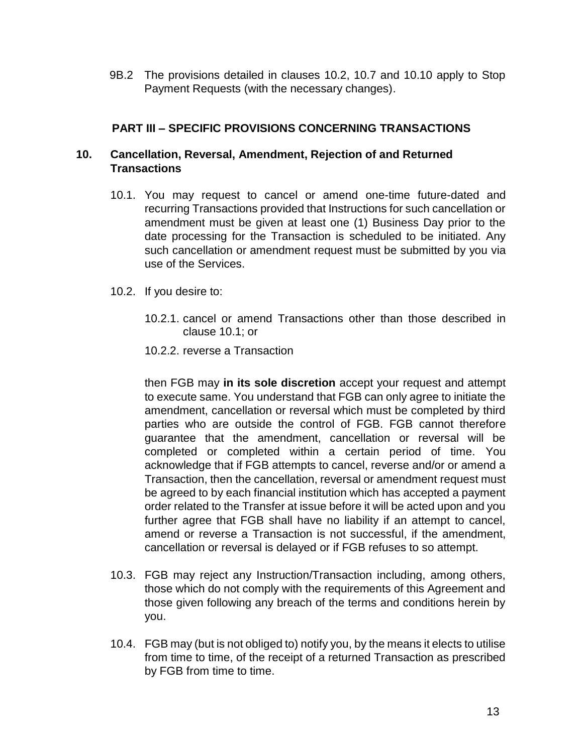9B.2 The provisions detailed in clauses 10.2, 10.7 and 10.10 apply to Stop Payment Requests (with the necessary changes).

## PART III – SPECIFIC PROVISIONS CONCERNING TRANSACTIONS

### 10. Cancellation, Reversal, Amendment, Rejection of and Returned Transactions

10.1. You may request to cancel or amend one-time future-dated and recurring Transactions provided that Instructions for such cancellation or amendment must be given at least one (1) Business Day prior to the date processing for the Transaction is scheduled to be initiated. Any such cancellation or amendment request must be submitted by you via use of the Services.

10.2. If you desire to:

10.2.1. cancel or amend Transactions other than those described in clause 10.1; or

10.2.2. reverse a Transaction

then FGB may **in its sole discretion** accept your request and attempt to execute same. You understand that FGB can only agree to initiate the amendment, cancellation or reversal which must be completed by third parties who are outside the control of FGB. FGB cannot therefore guarantee that the amendment, cancellation or reversal will be completed or completed within a certain period of time. You acknowledge that if FGB attempts to cancel, reverse and/or or amend a Transaction, then the cancellation, reversal or amendment request must be agreed to by each financial institution which has accepted a payment order related to the Transfer at issue before it will be acted upon and you further agree that FGB shall have no liability if an attempt to cancel, amend or reverse a Transaction is not successful, if the amendment, cancellation or reversal is delayed or if FGB refuses to so attempt.

10.3. FGB may reject any Instruction/Transaction including, among others, those which do not comply with the requirements of this Agreement and those given following any breach of the terms and conditions herein by you.

10.4. FGB may (but is not obliged to) notify you, by the means it elects to utilise from time to time, of the receipt of a returned Transaction as prescribed by FGB from time to time.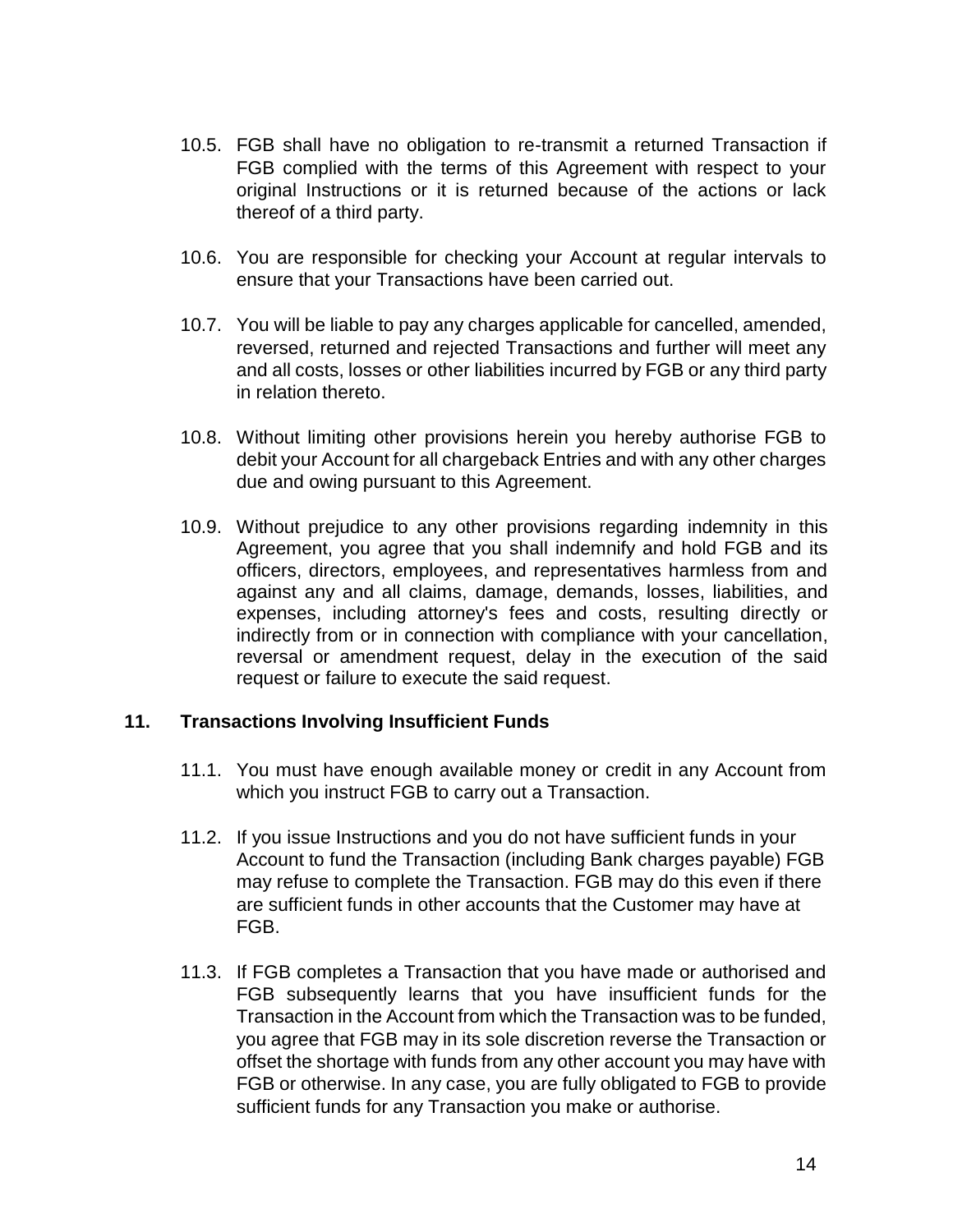10.5. FGB shall have no obligation to re-transmit a returned Transaction if FGB complied with the terms of this Agreement with respect to your original Instructions or it is returned because of the actions or lack thereof of a third party.

10.6. You are responsible for checking your Account at regular intervals to ensure that your Transactions have been carried out.

10.7. You will be liable to pay any charges applicable for cancelled, amended, reversed, returned and rejected Transactions and further will meet any and all costs, losses or other liabilities incurred by FGB or any third party in relation thereto.

10.8. Without limiting other provisions herein you hereby authorise FGB to debit your Account for all chargeback Entries and with any other charges due and owing pursuant to this Agreement.

10.9. Without prejudice to any other provisions regarding indemnity in this Agreement, you agree that you shall indemnify and hold FGB and its officers, directors, employees, and representatives harmless from and against any and all claims, damage, demands, losses, liabilities, and expenses, including attorney's fees and costs, resulting directly or indirectly from or in connection with compliance with your cancellation, reversal or amendment request, delay in the execution of the said request or failure to execute the said request.

## 11. Transactions Involving Insufficient Funds

11.1. You must have enough available money or credit in any Account from which you instruct FGB to carry out a Transaction.

11.2. If you issue Instructions and you do not have sufficient funds in your Account to fund the Transaction (including Bank charges payable) FGB may refuse to complete the Transaction. FGB may do this even if there are sufficient funds in other accounts that the Customer may have at FGB.

11.3. If FGB completes a Transaction that you have made or authorised and FGB subsequently learns that you have insufficient funds for the Transaction in the Account from which the Transaction was to be funded, you agree that FGB may in its sole discretion reverse the Transaction or offset the shortage with funds from any other account you may have with FGB or otherwise. In any case, you are fully obligated to FGB to provide sufficient funds for any Transaction you make or authorise.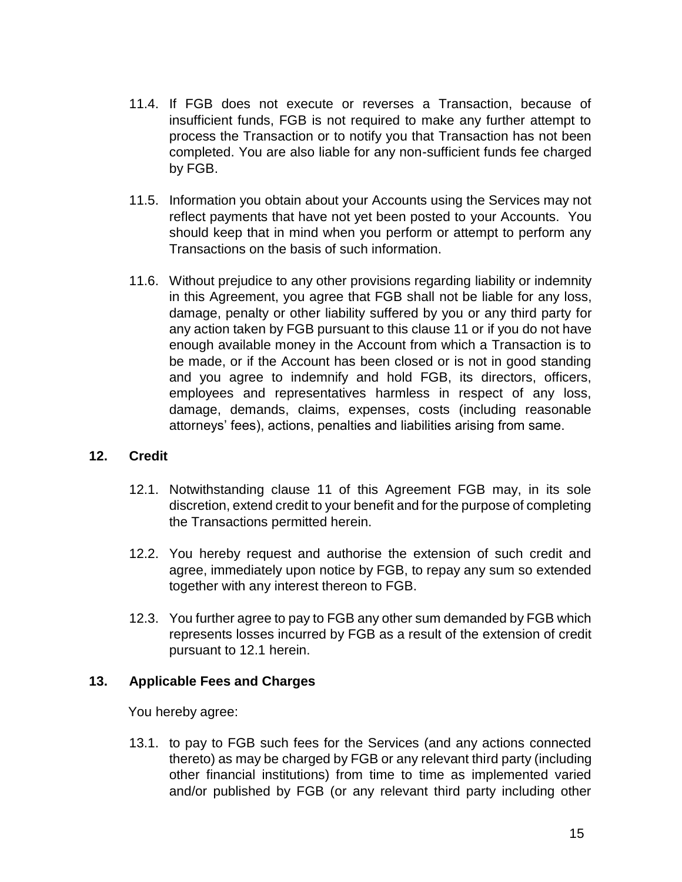11.4. If FGB does not execute or reverses a Transaction, because of insufficient funds, FGB is not required to make any further attempt to process the Transaction or to notify you that Transaction has not been completed. You are also liable for any non-sufficient funds fee charged by FGB.

11.5. Information you obtain about your Accounts using the Services may not reflect payments that have not yet been posted to your Accounts. You should keep that in mind when you perform or attempt to perform any Transactions on the basis of such information.

11.6. Without prejudice to any other provisions regarding liability or indemnity in this Agreement, you agree that FGB shall not be liable for any loss, damage, penalty or other liability suffered by you or any third party for any action taken by FGB pursuant to this clause 11 or if you do not have enough available money in the Account from which a Transaction is to be made, or if the Account has been closed or is not in good standing and you agree to indemnify and hold FGB, its directors, officers, employees and representatives harmless in respect of any loss, damage, demands, claims, expenses, costs (including reasonable attorneys' fees), actions, penalties and liabilities arising from same.

## 12. Credit

12.1. Notwithstanding clause 11 of this Agreement FGB may, in its sole discretion, extend credit to your benefit and for the purpose of completing the Transactions permitted herein.

12.2. You hereby request and authorise the extension of such credit and agree, immediately upon notice by FGB, to repay any sum so extended together with any interest thereon to FGB.

12.3. You further agree to pay to FGB any other sum demanded by FGB which represents losses incurred by FGB as a result of the extension of credit pursuant to 12.1 herein.

## 13. Applicable Fees and Charges

You hereby agree:

13.1. to pay to FGB such fees for the Services (and any actions connected thereto) as may be charged by FGB or any relevant third party (including other financial institutions) from time to time as implemented varied and/or published by FGB (or any relevant third party including other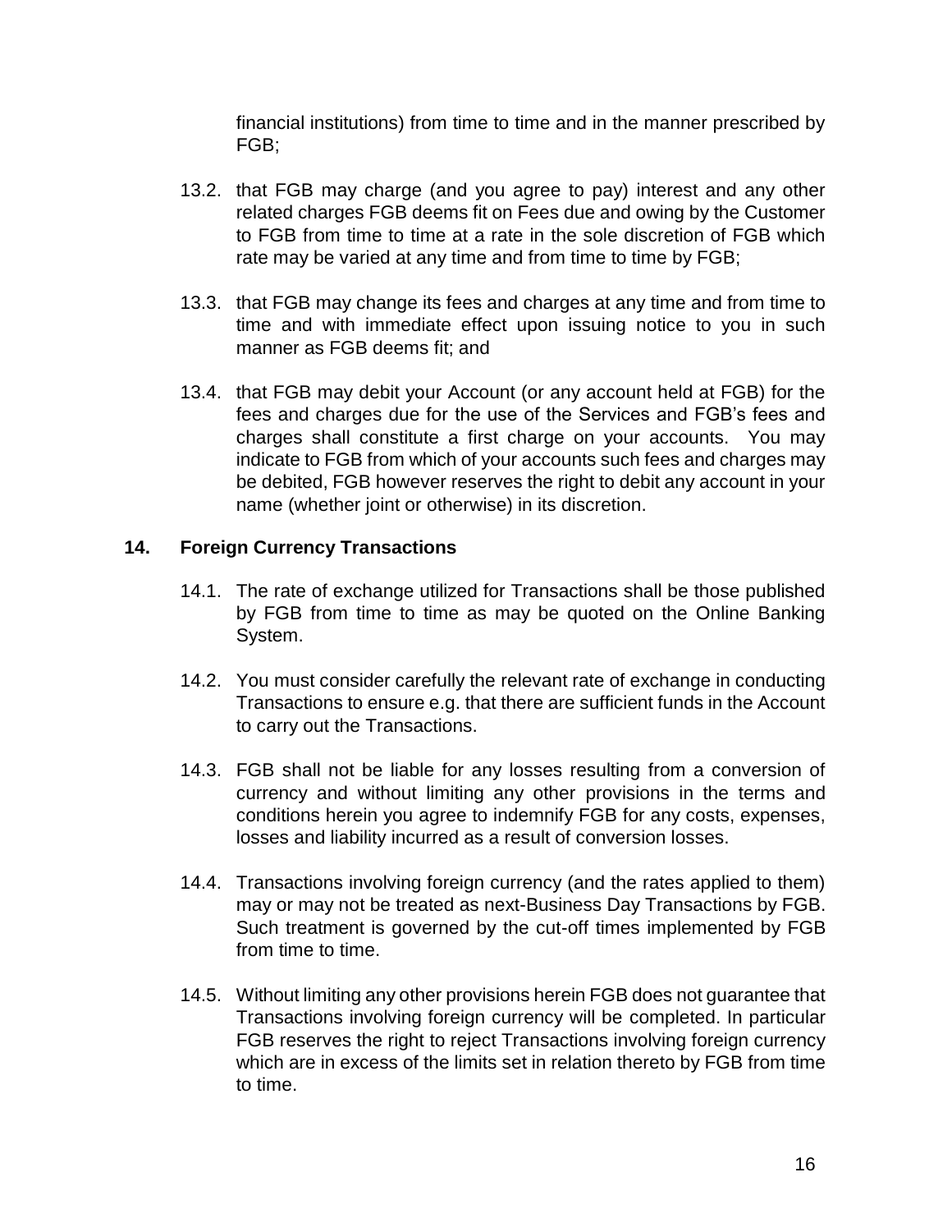financial institutions) from time to time and in the manner prescribed by FGB;

13.2. that FGB may charge (and you agree to pay) interest and any other related charges FGB deems fit on Fees due and owing by the Customer to FGB from time to time at a rate in the sole discretion of FGB which rate may be varied at any time and from time to time by FGB;

13.3. that FGB may change its fees and charges at any time and from time to time and with immediate effect upon issuing notice to you in such manner as FGB deems fit; and

13.4. that FGB may debit your Account (or any account held at FGB) for the fees and charges due for the use of the Services and FGB's fees and charges shall constitute a first charge on your accounts. You may indicate to FGB from which of your accounts such fees and charges may be debited, FGB however reserves the right to debit any account in your name (whether joint or otherwise) in its discretion.

## 14. Foreign Currency Transactions

14.1. The rate of exchange utilized for Transactions shall be those published by FGB from time to time as may be quoted on the Online Banking System.

14.2. You must consider carefully the relevant rate of exchange in conducting Transactions to ensure e.g. that there are sufficient funds in the Account to carry out the Transactions.

14.3. FGB shall not be liable for any losses resulting from a conversion of currency and without limiting any other provisions in the terms and conditions herein you agree to indemnify FGB for any costs, expenses, losses and liability incurred as a result of conversion losses.

14.4. Transactions involving foreign currency (and the rates applied to them) may or may not be treated as next-Business Day Transactions by FGB. Such treatment is governed by the cut-off times implemented by FGB from time to time.

14.5. Without limiting any other provisions herein FGB does not guarantee that Transactions involving foreign currency will be completed. In particular FGB reserves the right to reject Transactions involving foreign currency which are in excess of the limits set in relation thereto by FGB from time to time.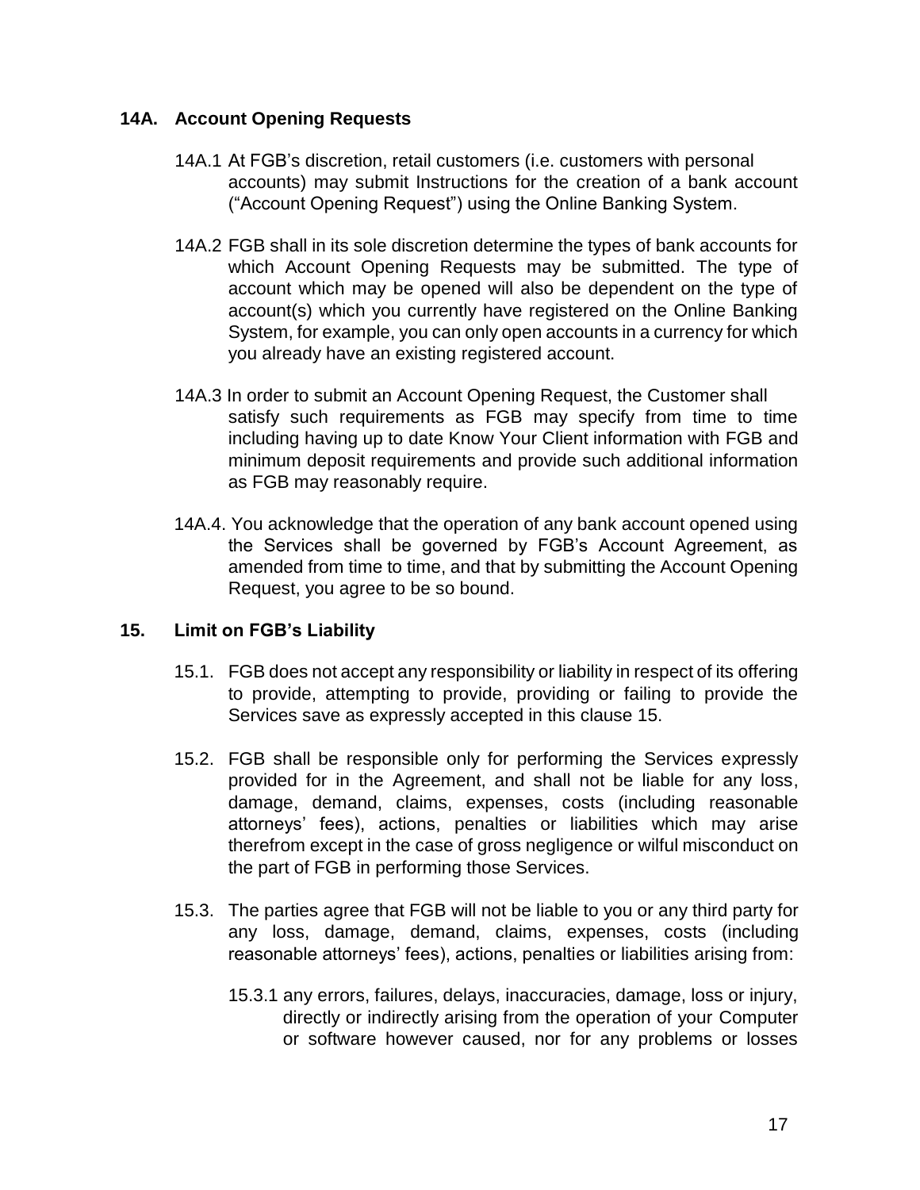## 14A. Account Opening Requests

14A.1 At FGB's discretion, retail customers (i.e. customers with personal accounts) may submit Instructions for the creation of a bank account ("Account Opening Request") using the Online Banking System.

14A.2 FGB shall in its sole discretion determine the types of bank accounts for which Account Opening Requests may be submitted. The type of account which may be opened will also be dependent on the type of account(s) which you currently have registered on the Online Banking System, for example, you can only open accounts in a currency for which you already have an existing registered account.

14A.3 In order to submit an Account Opening Request, the Customer shall satisfy such requirements as FGB may specify from time to time including having up to date Know Your Client information with FGB and minimum deposit requirements and provide such additional information as FGB may reasonably require.

14A.4. You acknowledge that the operation of any bank account opened using the Services shall be governed by FGB's Account Agreement, as amended from time to time, and that by submitting the Account Opening Request, you agree to be so bound.

## 15. Limit on FGB's Liability

15.1. FGB does not accept any responsibility or liability in respect of its offering to provide, attempting to provide, providing or failing to provide the Services save as expressly accepted in this clause 15.

15.2. FGB shall be responsible only for performing the Services expressly provided for in the Agreement, and shall not be liable for any loss, damage, demand, claims, expenses, costs (including reasonable attorneys' fees), actions, penalties or liabilities which may arise therefrom except in the case of gross negligence or wilful misconduct on the part of FGB in performing those Services.

15.3. The parties agree that FGB will not be liable to you or any third party for any loss, damage, demand, claims, expenses, costs (including reasonable attorneys' fees), actions, penalties or liabilities arising from:

15.3.1 any errors, failures, delays, inaccuracies, damage, loss or injury, directly or indirectly arising from the operation of your Computer or software however caused, nor for any problems or losses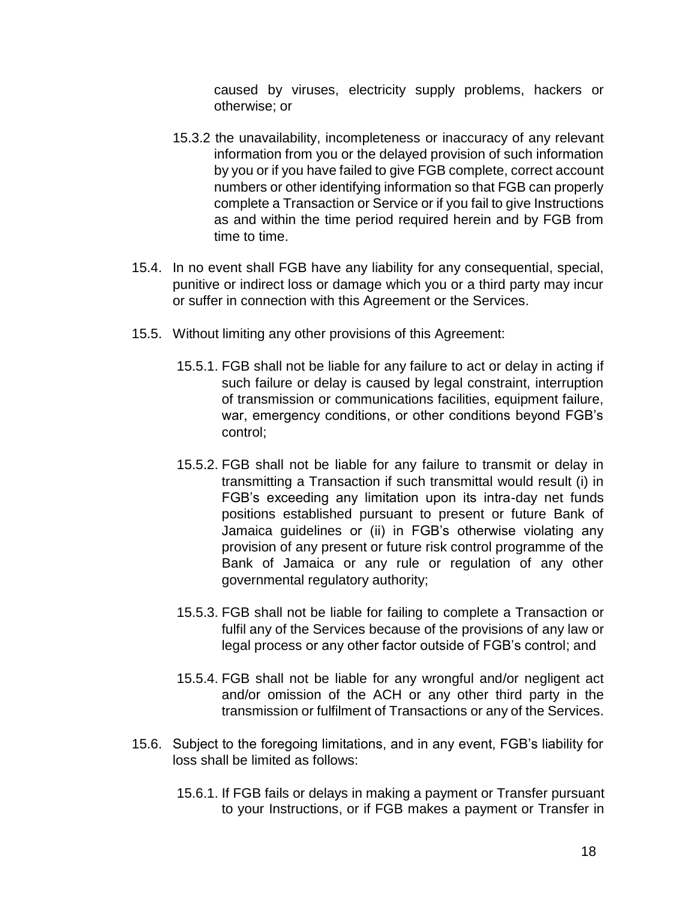caused by viruses, electricity supply problems, hackers or otherwise; or

15.3.2 the unavailability, incompleteness or inaccuracy of any relevant information from you or the delayed provision of such information by you or if you have failed to give FGB complete, correct account numbers or other identifying information so that FGB can properly complete a Transaction or Service or if you fail to give Instructions as and within the time period required herein and by FGB from time to time.

15.4. In no event shall FGB have any liability for any consequential, special, punitive or indirect loss or damage which you or a third party may incur or suffer in connection with this Agreement or the Services.

15.5. Without limiting any other provisions of this Agreement:

15.5.1. FGB shall not be liable for any failure to act or delay in acting if such failure or delay is caused by legal constraint, interruption of transmission or communications facilities, equipment failure, war, emergency conditions, or other conditions beyond FGB's control;

15.5.2. FGB shall not be liable for any failure to transmit or delay in transmitting a Transaction if such transmittal would result (i) in FGB's exceeding any limitation upon its intra-day net funds positions established pursuant to present or future Bank of Jamaica guidelines or (ii) in FGB's otherwise violating any provision of any present or future risk control programme of the Bank of Jamaica or any rule or regulation of any other governmental regulatory authority;

15.5.3. FGB shall not be liable for failing to complete a Transaction or fulfil any of the Services because of the provisions of any law or legal process or any other factor outside of FGB's control; and

15.5.4. FGB shall not be liable for any wrongful and/or negligent act and/or omission of the ACH or any other third party in the transmission or fulfilment of Transactions or any of the Services.

15.6. Subject to the foregoing limitations, and in any event, FGB's liability for loss shall be limited as follows:

15.6.1. If FGB fails or delays in making a payment or Transfer pursuant to your Instructions, or if FGB makes a payment or Transfer in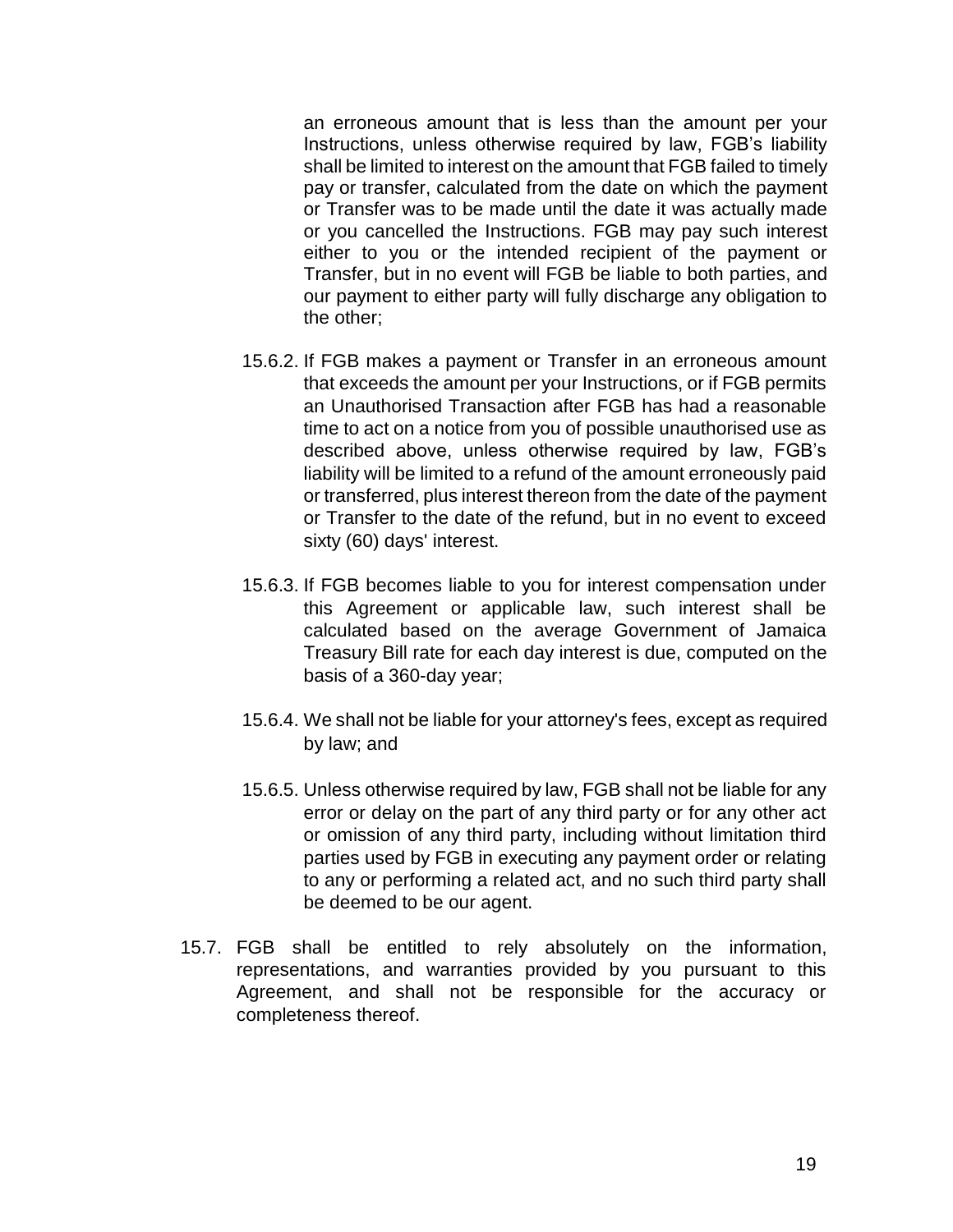an erroneous amount that is less than the amount per your Instructions, unless otherwise required by law, FGB's liability shall be limited to interest on the amount that FGB failed to timely pay or transfer, calculated from the date on which the payment or Transfer was to be made until the date it was actually made or you cancelled the Instructions. FGB may pay such interest either to you or the intended recipient of the payment or Transfer, but in no event will FGB be liable to both parties, and our payment to either party will fully discharge any obligation to the other;

15.6.2. If FGB makes a payment or Transfer in an erroneous amount that exceeds the amount per your Instructions, or if FGB permits an Unauthorised Transaction after FGB has had a reasonable time to act on a notice from you of possible unauthorised use as described above, unless otherwise required by law, FGB's liability will be limited to a refund of the amount erroneously paid or transferred, plus interest thereon from the date of the payment or Transfer to the date of the refund, but in no event to exceed sixty (60) days' interest.

15.6.3. If FGB becomes liable to you for interest compensation under this Agreement or applicable law, such interest shall be calculated based on the average Government of Jamaica Treasury Bill rate for each day interest is due, computed on the basis of a 360-day year;

15.6.4. We shall not be liable for your attorney's fees, except as required by law; and

15.6.5. Unless otherwise required by law, FGB shall not be liable for any error or delay on the part of any third party or for any other act or omission of any third party, including without limitation third parties used by FGB in executing any payment order or relating to any or performing a related act, and no such third party shall be deemed to be our agent.

15.7. FGB shall be entitled to rely absolutely on the information, representations, and warranties provided by you pursuant to this Agreement, and shall not be responsible for the accuracy or completeness thereof.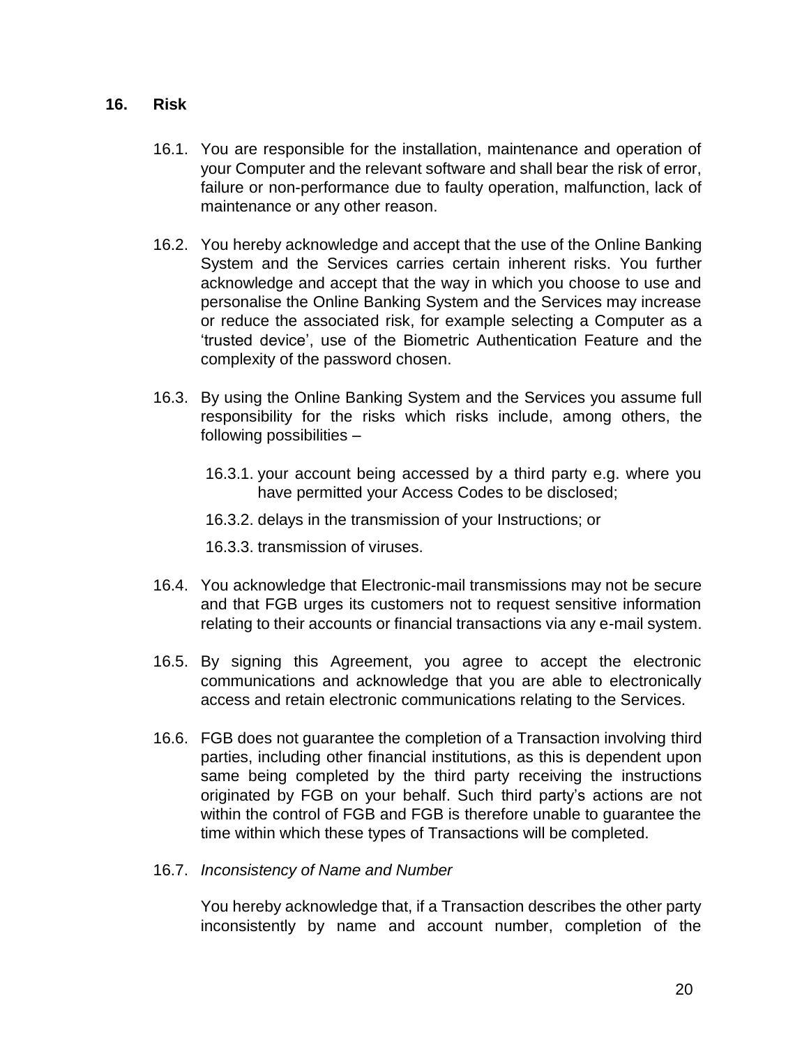## 16. Risk

16.1. You are responsible for the installation, maintenance and operation of your Computer and the relevant software and shall bear the risk of error, failure or non-performance due to faulty operation, malfunction, lack of maintenance or any other reason.

16.2. You hereby acknowledge and accept that the use of the Online Banking System and the Services carries certain inherent risks. You further acknowledge and accept that the way in which you choose to use and personalise the Online Banking System and the Services may increase or reduce the associated risk, for example selecting a Computer as a 'trusted device', use of the Biometric Authentication Feature and the complexity of the password chosen.

16.3. By using the Online Banking System and the Services you assume full responsibility for the risks which risks include, among others, the following possibilities –

16.3.1. your account being accessed by a third party e.g. where you have permitted your Access Codes to be disclosed;

16.3.2. delays in the transmission of your Instructions; or

16.3.3. transmission of viruses.

16.4. You acknowledge that Electronic-mail transmissions may not be secure and that FGB urges its customers not to request sensitive information relating to their accounts or financial transactions via any e-mail system.

16.5. By signing this Agreement, you agree to accept the electronic communications and acknowledge that you are able to electronically access and retain electronic communications relating to the Services.

16.6. FGB does not guarantee the completion of a Transaction involving third parties, including other financial institutions, as this is dependent upon same being completed by the third party receiving the instructions originated by FGB on your behalf. Such third party's actions are not within the control of FGB and FGB is therefore unable to guarantee the time within which these types of Transactions will be completed.

16.7. *Inconsistency of Name and Number*

You hereby acknowledge that, if a Transaction describes the other party inconsistently by name and account number, completion of the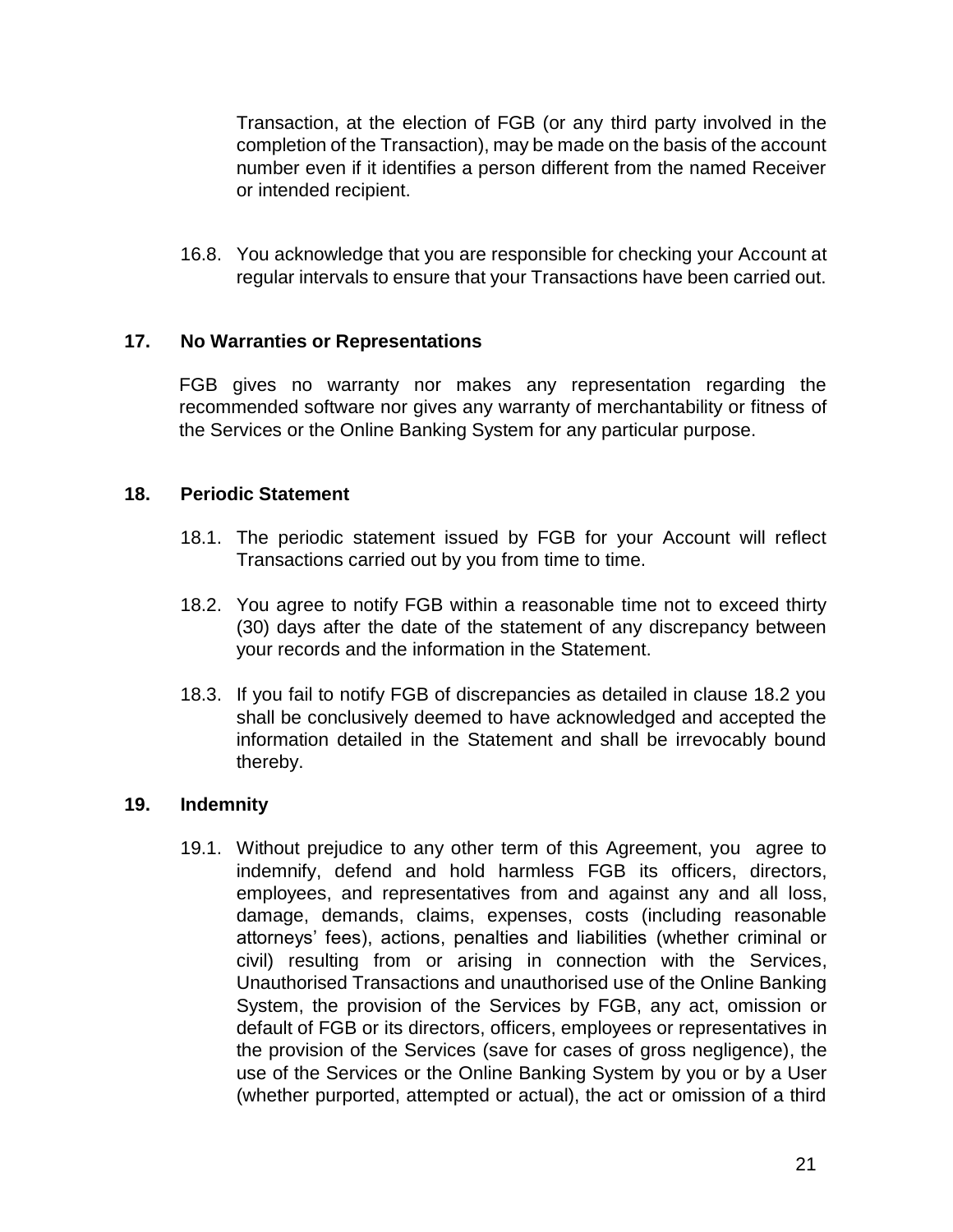Transaction, at the election of FGB (or any third party involved in the completion of the Transaction), may be made on the basis of the account number even if it identifies a person different from the named Receiver or intended recipient.

16.8. You acknowledge that you are responsible for checking your Account at regular intervals to ensure that your Transactions have been carried out.

## 17. No Warranties or Representations

FGB gives no warranty nor makes any representation regarding the recommended software nor gives any warranty of merchantability or fitness of the Services or the Online Banking System for any particular purpose.

## 18. Periodic Statement

18.1. The periodic statement issued by FGB for your Account will reflect Transactions carried out by you from time to time.

18.2. You agree to notify FGB within a reasonable time not to exceed thirty (30) days after the date of the statement of any discrepancy between your records and the information in the Statement.

18.3. If you fail to notify FGB of discrepancies as detailed in clause 18.2 you shall be conclusively deemed to have acknowledged and accepted the information detailed in the Statement and shall be irrevocably bound thereby.

## 19. Indemnity

19.1. Without prejudice to any other term of this Agreement, you agree to indemnify, defend and hold harmless FGB its officers, directors, employees, and representatives from and against any and all loss, damage, demands, claims, expenses, costs (including reasonable attorneys' fees), actions, penalties and liabilities (whether criminal or civil) resulting from or arising in connection with the Services, Unauthorised Transactions and unauthorised use of the Online Banking System, the provision of the Services by FGB, any act, omission or default of FGB or its directors, officers, employees or representatives in the provision of the Services (save for cases of gross negligence), the use of the Services or the Online Banking System by you or by a User (whether purported, attempted or actual), the act or omission of a third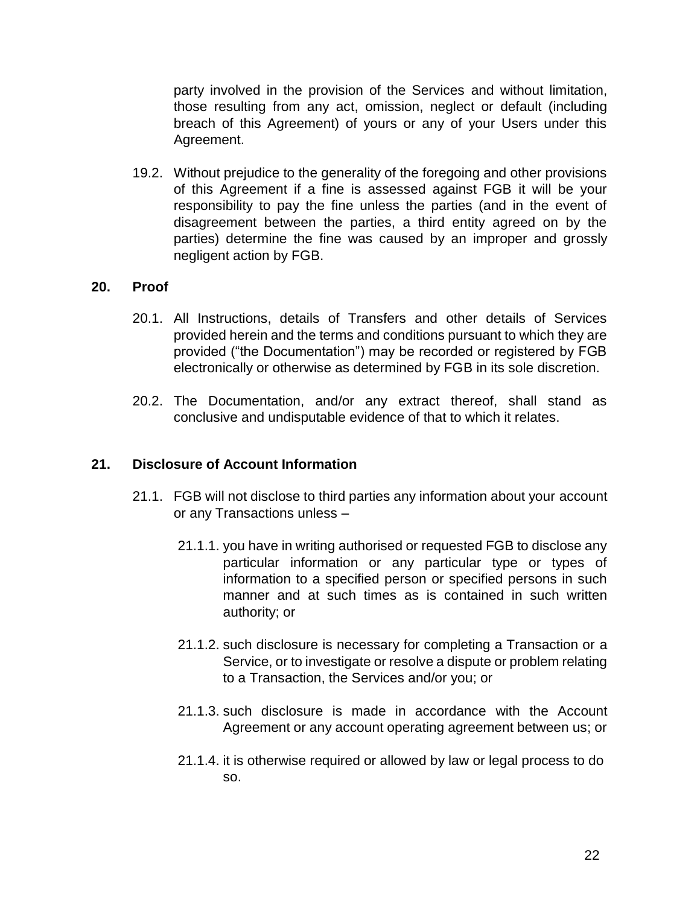party involved in the provision of the Services and without limitation, those resulting from any act, omission, neglect or default (including breach of this Agreement) of yours or any of your Users under this Agreement.

19.2. Without prejudice to the generality of the foregoing and other provisions of this Agreement if a fine is assessed against FGB it will be your responsibility to pay the fine unless the parties (and in the event of disagreement between the parties, a third entity agreed on by the parties) determine the fine was caused by an improper and grossly negligent action by FGB.

## 20. Proof

20.1. All Instructions, details of Transfers and other details of Services provided herein and the terms and conditions pursuant to which they are provided ("the Documentation") may be recorded or registered by FGB electronically or otherwise as determined by FGB in its sole discretion.

20.2. The Documentation, and/or any extract thereof, shall stand as conclusive and undisputable evidence of that to which it relates.

## 21. Disclosure of Account Information

21.1. FGB will not disclose to third parties any information about your account or any Transactions unless –

21.1.1. you have in writing authorised or requested FGB to disclose any particular information or any particular type or types of information to a specified person or specified persons in such manner and at such times as is contained in such written authority; or

21.1.2. such disclosure is necessary for completing a Transaction or a Service, or to investigate or resolve a dispute or problem relating to a Transaction, the Services and/or you; or

21.1.3. such disclosure is made in accordance with the Account Agreement or any account operating agreement between us; or

21.1.4. it is otherwise required or allowed by law or legal process to do so.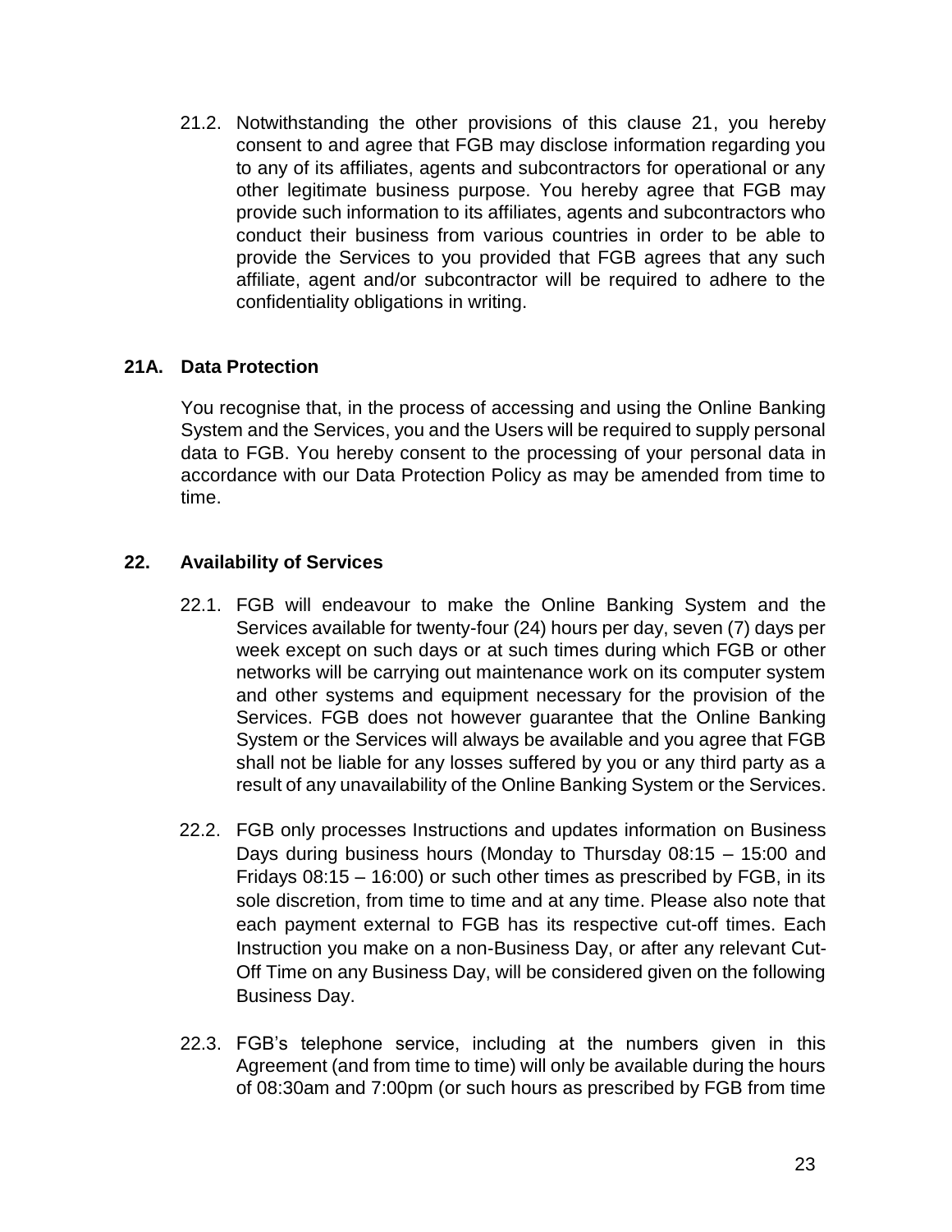21.2. Notwithstanding the other provisions of this clause 21, you hereby consent to and agree that FGB may disclose information regarding you to any of its affiliates, agents and subcontractors for operational or any other legitimate business purpose. You hereby agree that FGB may provide such information to its affiliates, agents and subcontractors who conduct their business from various countries in order to be able to provide the Services to you provided that FGB agrees that any such affiliate, agent and/or subcontractor will be required to adhere to the confidentiality obligations in writing.

## 21A. Data Protection

You recognise that, in the process of accessing and using the Online Banking System and the Services, you and the Users will be required to supply personal data to FGB. You hereby consent to the processing of your personal data in accordance with our Data Protection Policy as may be amended from time to time.

## 22. Availability of Services

22.1. FGB will endeavour to make the Online Banking System and the Services available for twenty-four (24) hours per day, seven (7) days per week except on such days or at such times during which FGB or other networks will be carrying out maintenance work on its computer system and other systems and equipment necessary for the provision of the Services. FGB does not however guarantee that the Online Banking System or the Services will always be available and you agree that FGB shall not be liable for any losses suffered by you or any third party as a result of any unavailability of the Online Banking System or the Services.

22.2. FGB only processes Instructions and updates information on Business Days during business hours (Monday to Thursday 08:15 – 15:00 and Fridays 08:15 – 16:00) or such other times as prescribed by FGB, in its sole discretion, from time to time and at any time. Please also note that each payment external to FGB has its respective cut-off times. Each Instruction you make on a non-Business Day, or after any relevant Cut-Off Time on any Business Day, will be considered given on the following Business Day.

22.3. FGB's telephone service, including at the numbers given in this Agreement (and from time to time) will only be available during the hours of 08:30am and 7:00pm (or such hours as prescribed by FGB from time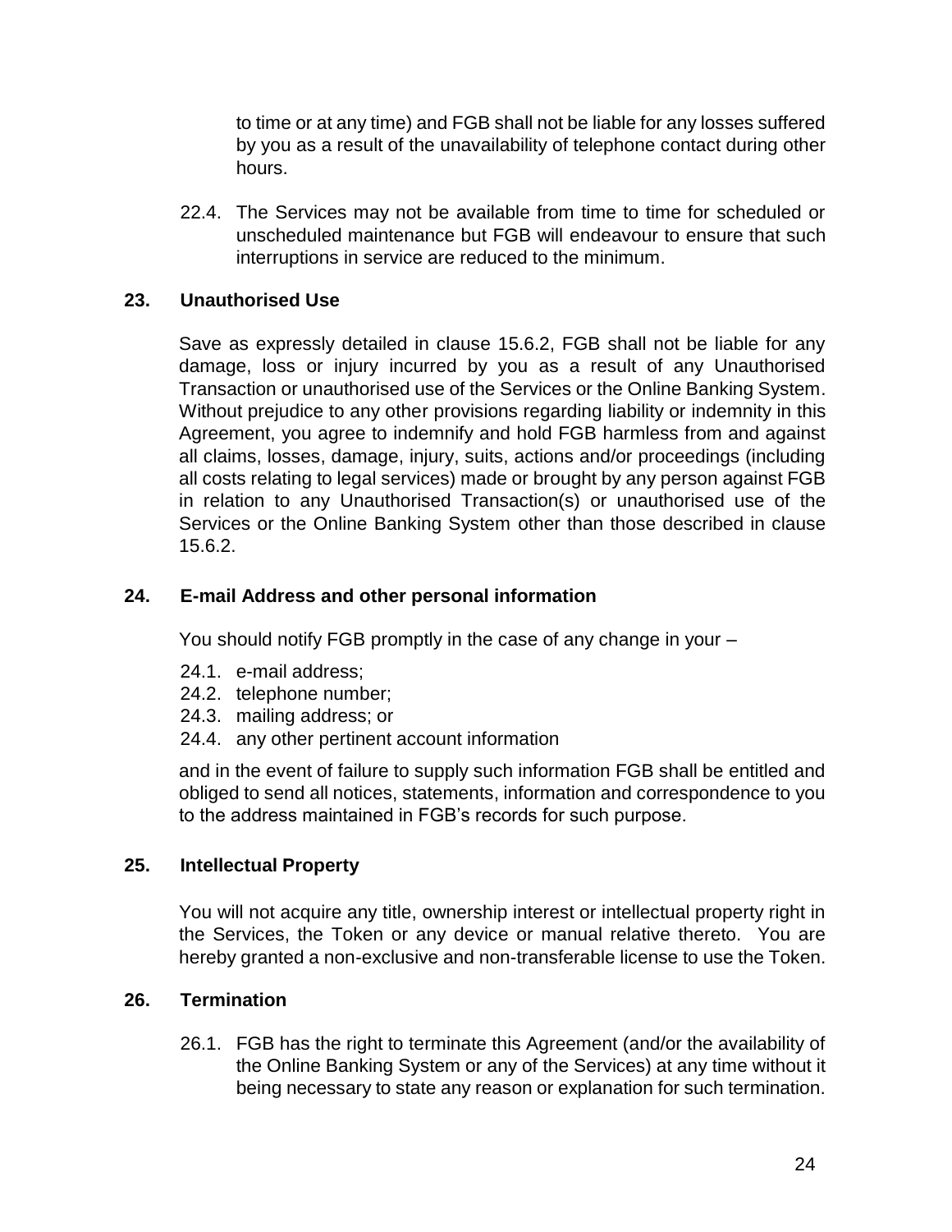to time or at any time) and FGB shall not be liable for any losses suffered by you as a result of the unavailability of telephone contact during other hours.

22.4. The Services may not be available from time to time for scheduled or unscheduled maintenance but FGB will endeavour to ensure that such interruptions in service are reduced to the minimum.

## 23. Unauthorised Use

Save as expressly detailed in clause 15.6.2, FGB shall not be liable for any damage, loss or injury incurred by you as a result of any Unauthorised Transaction or unauthorised use of the Services or the Online Banking System. Without prejudice to any other provisions regarding liability or indemnity in this Agreement, you agree to indemnify and hold FGB harmless from and against all claims, losses, damage, injury, suits, actions and/or proceedings (including all costs relating to legal services) made or brought by any person against FGB in relation to any Unauthorised Transaction(s) or unauthorised use of the Services or the Online Banking System other than those described in clause 15.6.2.

## 24. E-mail Address and other personal information

You should notify FGB promptly in the case of any change in your –

24.1. e-mail address;
24.2. telephone number;
24.3. mailing address; or
24.4. any other pertinent account information

and in the event of failure to supply such information FGB shall be entitled and obliged to send all notices, statements, information and correspondence to you to the address maintained in FGB's records for such purpose.

## 25. Intellectual Property

You will not acquire any title, ownership interest or intellectual property right in the Services, the Token or any device or manual relative thereto. You are hereby granted a non-exclusive and non-transferable license to use the Token.

## 26. Termination

26.1. FGB has the right to terminate this Agreement (and/or the availability of the Online Banking System or any of the Services) at any time without it being necessary to state any reason or explanation for such termination.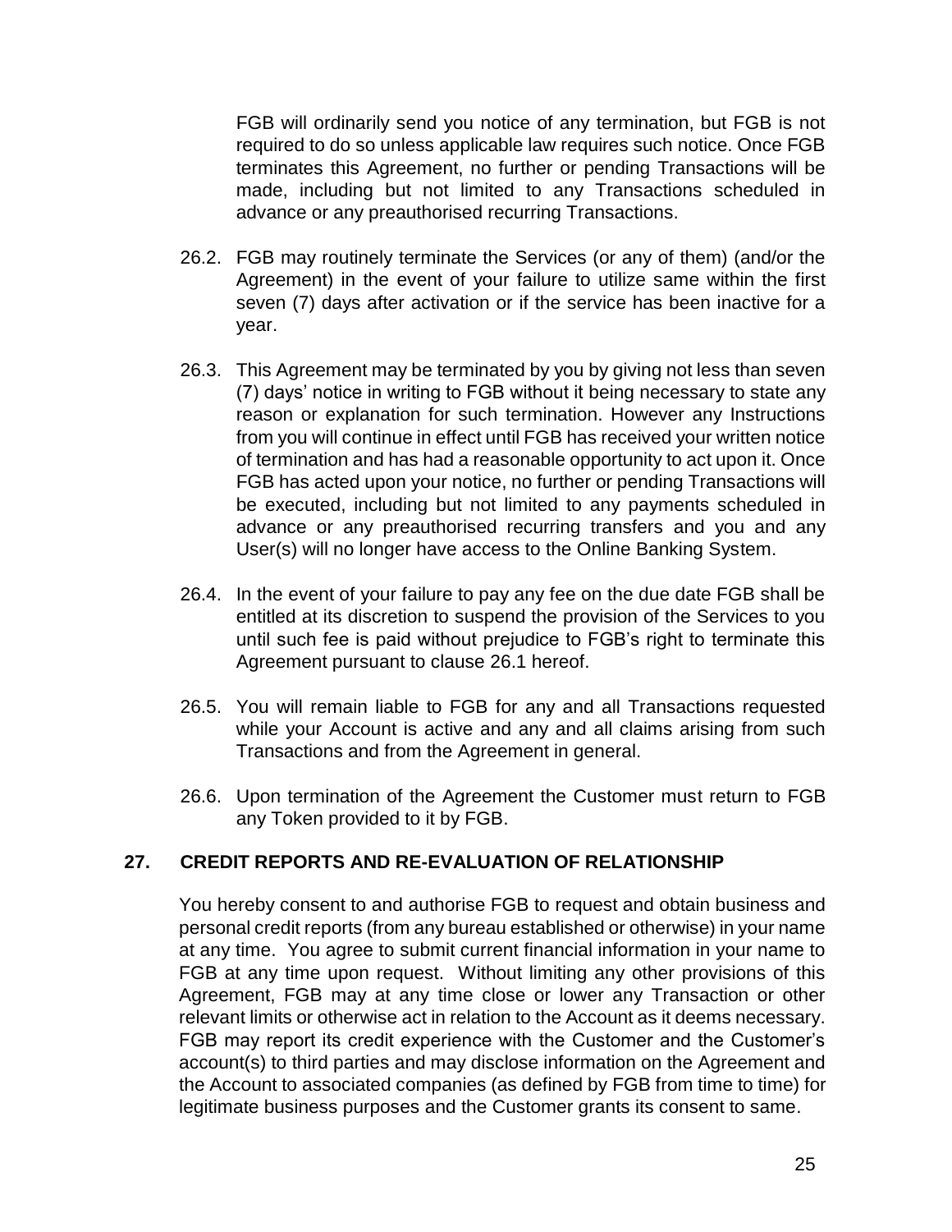FGB will ordinarily send you notice of any termination, but FGB is not required to do so unless applicable law requires such notice. Once FGB terminates this Agreement, no further or pending Transactions will be made, including but not limited to any Transactions scheduled in advance or any preauthorised recurring Transactions.

26.2. FGB may routinely terminate the Services (or any of them) (and/or the Agreement) in the event of your failure to utilize same within the first seven (7) days after activation or if the service has been inactive for a year.

26.3. This Agreement may be terminated by you by giving not less than seven (7) days' notice in writing to FGB without it being necessary to state any reason or explanation for such termination. However any Instructions from you will continue in effect until FGB has received your written notice of termination and has had a reasonable opportunity to act upon it. Once FGB has acted upon your notice, no further or pending Transactions will be executed, including but not limited to any payments scheduled in advance or any preauthorised recurring transfers and you and any User(s) will no longer have access to the Online Banking System.

26.4. In the event of your failure to pay any fee on the due date FGB shall be entitled at its discretion to suspend the provision of the Services to you until such fee is paid without prejudice to FGB's right to terminate this Agreement pursuant to clause 26.1 hereof.

26.5. You will remain liable to FGB for any and all Transactions requested while your Account is active and any and all claims arising from such Transactions and from the Agreement in general.

26.6. Upon termination of the Agreement the Customer must return to FGB any Token provided to it by FGB.

## 27. CREDIT REPORTS AND RE-EVALUATION OF RELATIONSHIP

You hereby consent to and authorise FGB to request and obtain business and personal credit reports (from any bureau established or otherwise) in your name at any time. You agree to submit current financial information in your name to FGB at any time upon request. Without limiting any other provisions of this Agreement, FGB may at any time close or lower any Transaction or other relevant limits or otherwise act in relation to the Account as it deems necessary. FGB may report its credit experience with the Customer and the Customer's account(s) to third parties and may disclose information on the Agreement and the Account to associated companies (as defined by FGB from time to time) for legitimate business purposes and the Customer grants its consent to same.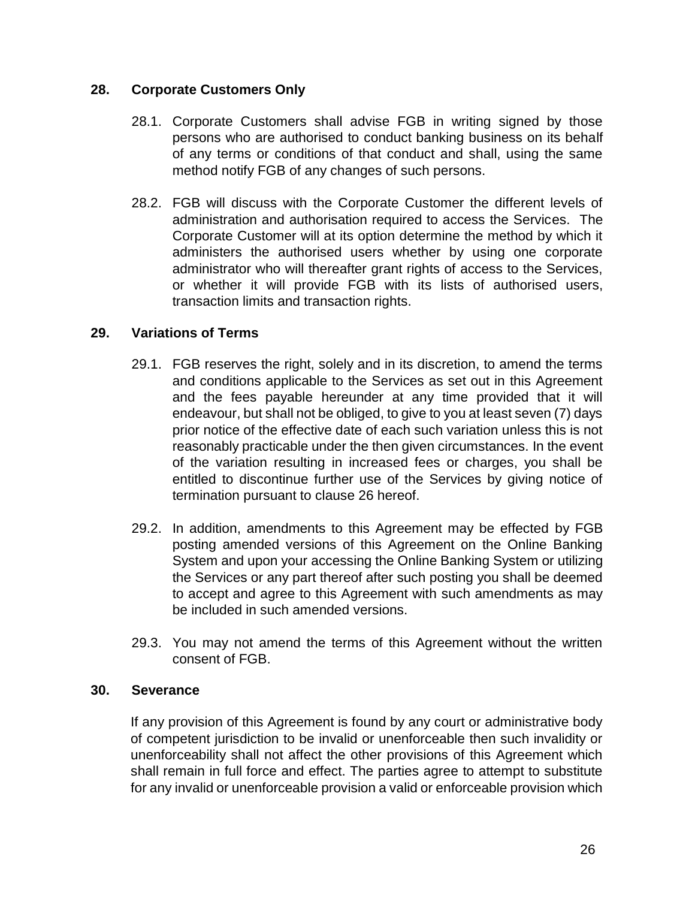## 28. Corporate Customers Only

28.1. Corporate Customers shall advise FGB in writing signed by those persons who are authorised to conduct banking business on its behalf of any terms or conditions of that conduct and shall, using the same method notify FGB of any changes of such persons.

28.2. FGB will discuss with the Corporate Customer the different levels of administration and authorisation required to access the Services. The Corporate Customer will at its option determine the method by which it administers the authorised users whether by using one corporate administrator who will thereafter grant rights of access to the Services, or whether it will provide FGB with its lists of authorised users, transaction limits and transaction rights.

## 29. Variations of Terms

29.1. FGB reserves the right, solely and in its discretion, to amend the terms and conditions applicable to the Services as set out in this Agreement and the fees payable hereunder at any time provided that it will endeavour, but shall not be obliged, to give to you at least seven (7) days prior notice of the effective date of each such variation unless this is not reasonably practicable under the then given circumstances. In the event of the variation resulting in increased fees or charges, you shall be entitled to discontinue further use of the Services by giving notice of termination pursuant to clause 26 hereof.

29.2. In addition, amendments to this Agreement may be effected by FGB posting amended versions of this Agreement on the Online Banking System and upon your accessing the Online Banking System or utilizing the Services or any part thereof after such posting you shall be deemed to accept and agree to this Agreement with such amendments as may be included in such amended versions.

29.3. You may not amend the terms of this Agreement without the written consent of FGB.

## 30. Severance

If any provision of this Agreement is found by any court or administrative body of competent jurisdiction to be invalid or unenforceable then such invalidity or unenforceability shall not affect the other provisions of this Agreement which shall remain in full force and effect. The parties agree to attempt to substitute for any invalid or unenforceable provision a valid or enforceable provision which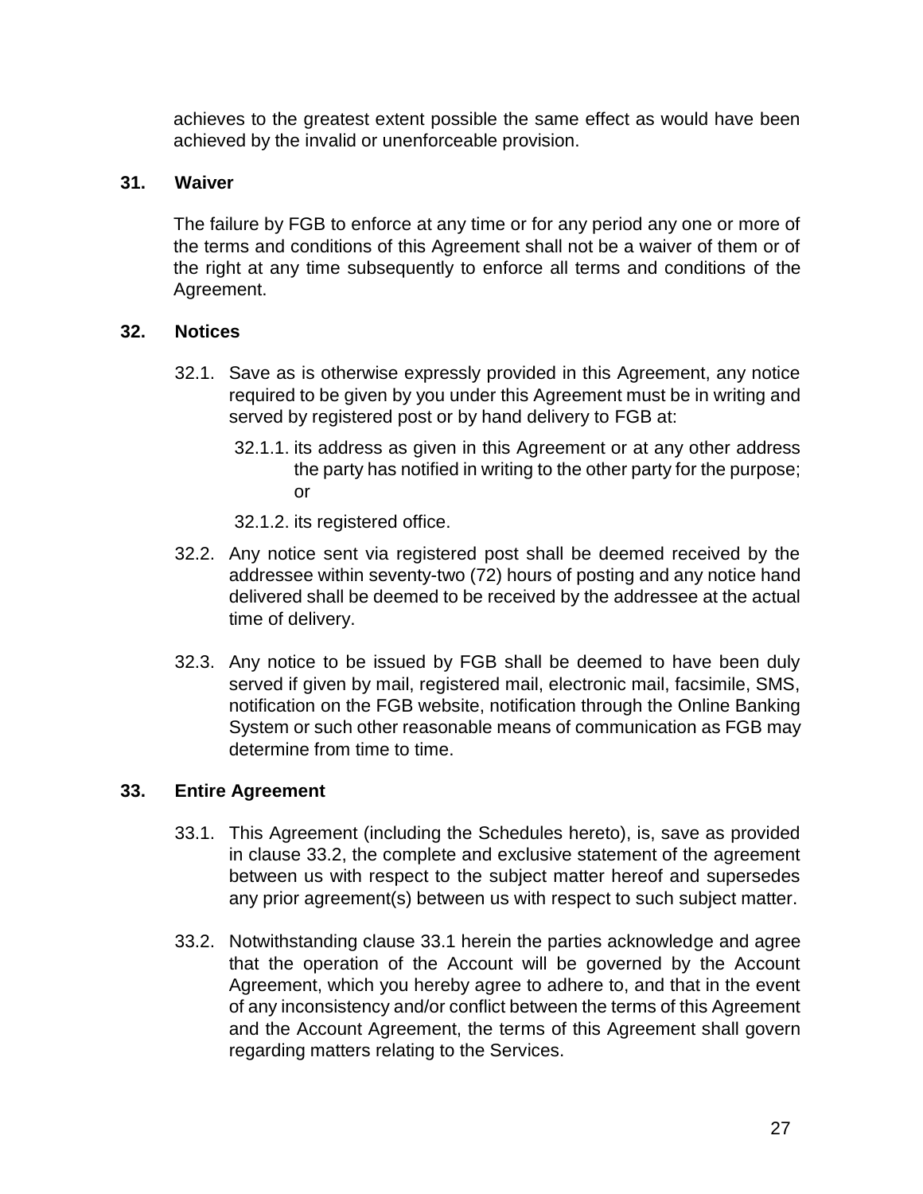achieves to the greatest extent possible the same effect as would have been achieved by the invalid or unenforceable provision.

## 31. Waiver

The failure by FGB to enforce at any time or for any period any one or more of the terms and conditions of this Agreement shall not be a waiver of them or of the right at any time subsequently to enforce all terms and conditions of the Agreement.

## 32. Notices

32.1. Save as is otherwise expressly provided in this Agreement, any notice required to be given by you under this Agreement must be in writing and served by registered post or by hand delivery to FGB at:

32.1.1. its address as given in this Agreement or at any other address the party has notified in writing to the other party for the purpose; or

32.1.2. its registered office.

32.2. Any notice sent via registered post shall be deemed received by the addressee within seventy-two (72) hours of posting and any notice hand delivered shall be deemed to be received by the addressee at the actual time of delivery.

32.3. Any notice to be issued by FGB shall be deemed to have been duly served if given by mail, registered mail, electronic mail, facsimile, SMS, notification on the FGB website, notification through the Online Banking System or such other reasonable means of communication as FGB may determine from time to time.

## 33. Entire Agreement

33.1. This Agreement (including the Schedules hereto), is, save as provided in clause 33.2, the complete and exclusive statement of the agreement between us with respect to the subject matter hereof and supersedes any prior agreement(s) between us with respect to such subject matter.

33.2. Notwithstanding clause 33.1 herein the parties acknowledge and agree that the operation of the Account will be governed by the Account Agreement, which you hereby agree to adhere to, and that in the event of any inconsistency and/or conflict between the terms of this Agreement and the Account Agreement, the terms of this Agreement shall govern regarding matters relating to the Services.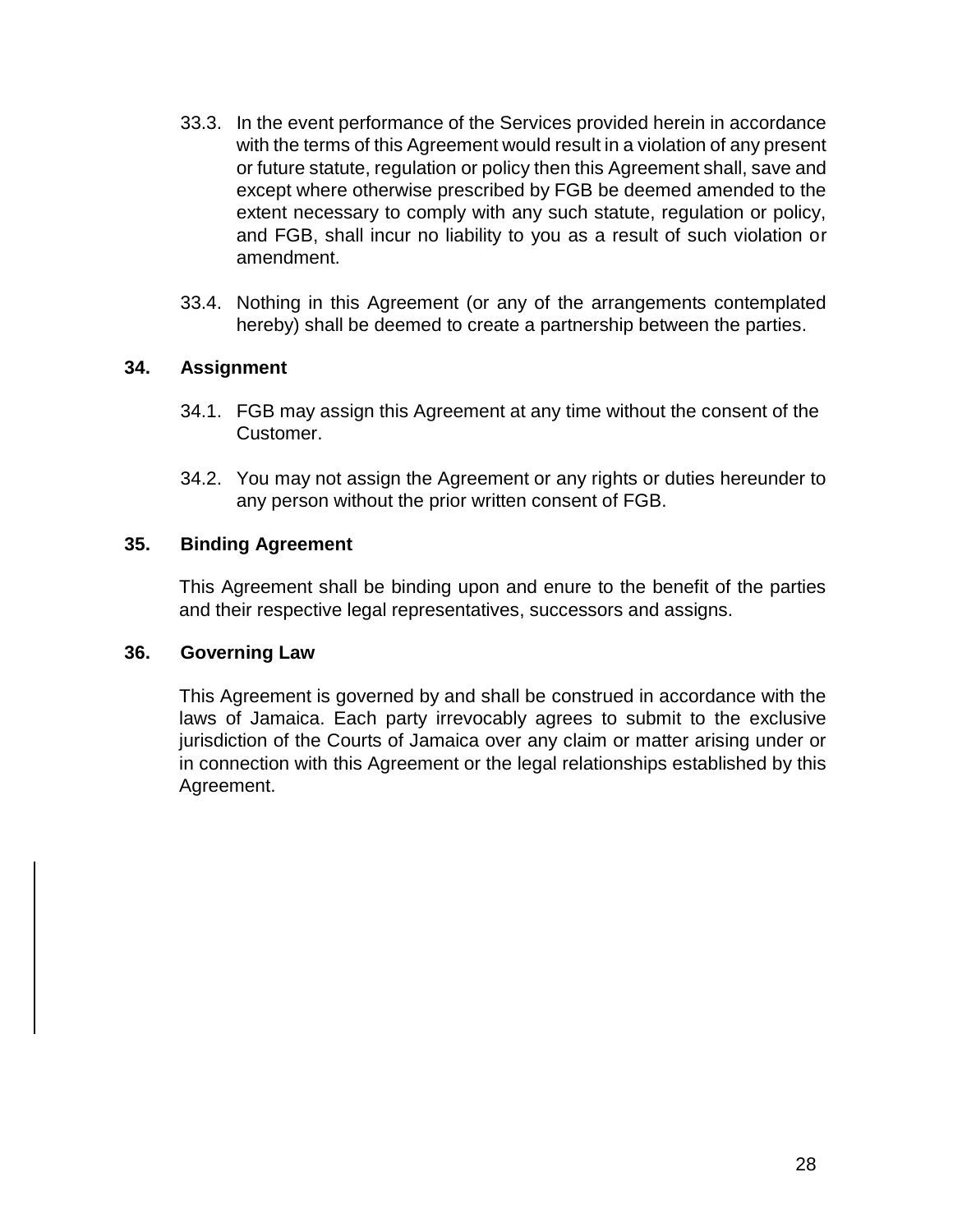33.3. In the event performance of the Services provided herein in accordance with the terms of this Agreement would result in a violation of any present or future statute, regulation or policy then this Agreement shall, save and except where otherwise prescribed by FGB be deemed amended to the extent necessary to comply with any such statute, regulation or policy, and FGB, shall incur no liability to you as a result of such violation or amendment.

33.4. Nothing in this Agreement (or any of the arrangements contemplated hereby) shall be deemed to create a partnership between the parties.

## 34. Assignment

34.1. FGB may assign this Agreement at any time without the consent of the Customer.

34.2. You may not assign the Agreement or any rights or duties hereunder to any person without the prior written consent of FGB.

## 35. Binding Agreement

This Agreement shall be binding upon and enure to the benefit of the parties and their respective legal representatives, successors and assigns.

## 36. Governing Law

This Agreement is governed by and shall be construed in accordance with the laws of Jamaica. Each party irrevocably agrees to submit to the exclusive jurisdiction of the Courts of Jamaica over any claim or matter arising under or in connection with this Agreement or the legal relationships established by this Agreement.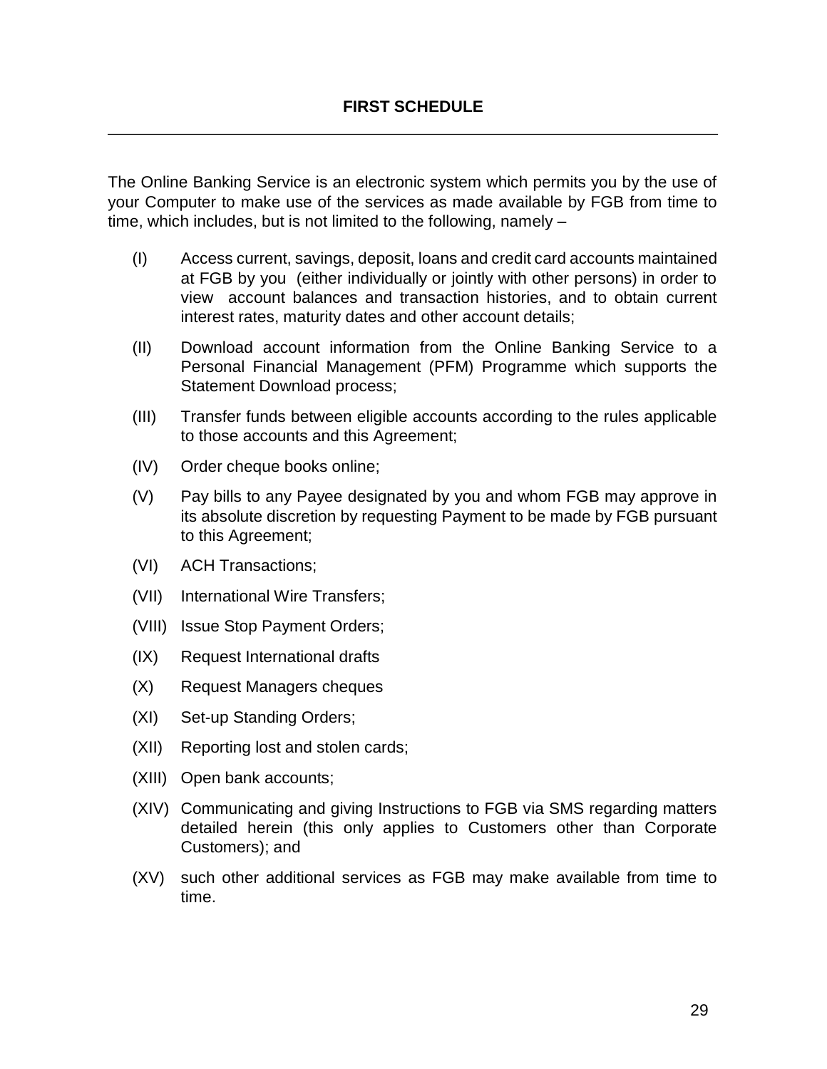## FIRST SCHEDULE

The Online Banking Service is an electronic system which permits you by the use of your Computer to make use of the services as made available by FGB from time to time, which includes, but is not limited to the following, namely –

(I) Access current, savings, deposit, loans and credit card accounts maintained at FGB by you (either individually or jointly with other persons) in order to view account balances and transaction histories, and to obtain current interest rates, maturity dates and other account details;

(II) Download account information from the Online Banking Service to a Personal Financial Management (PFM) Programme which supports the Statement Download process;

(III) Transfer funds between eligible accounts according to the rules applicable to those accounts and this Agreement;

(IV) Order cheque books online;

(V) Pay bills to any Payee designated by you and whom FGB may approve in its absolute discretion by requesting Payment to be made by FGB pursuant to this Agreement;

(VI) ACH Transactions;

(VII) International Wire Transfers;

(VIII) Issue Stop Payment Orders;

(IX) Request International drafts

(X) Request Managers cheques

(XI) Set-up Standing Orders;

(XII) Reporting lost and stolen cards;

(XIII) Open bank accounts;

(XIV) Communicating and giving Instructions to FGB via SMS regarding matters detailed herein (this only applies to Customers other than Corporate Customers); and

(XV) such other additional services as FGB may make available from time to time.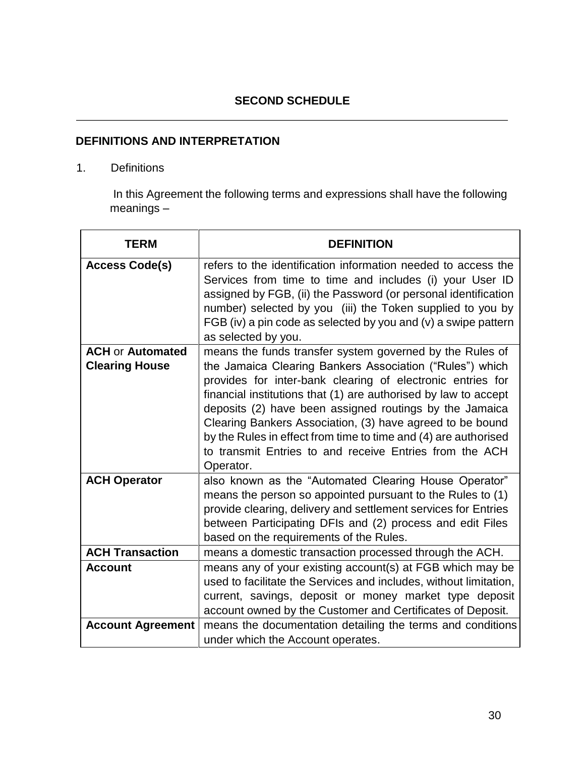## SECOND SCHEDULE

---

### DEFINITIONS AND INTERPRETATION

1. Definitions

In this Agreement the following terms and expressions shall have the following meanings –

| TERM | DEFINITION |
|---|---|
| **Access Code(s)** | refers to the identification information needed to access the Services from time to time and includes (i) your User ID assigned by FGB, (ii) the Password (or personal identification number) selected by you (iii) the Token supplied to you by FGB (iv) a pin code as selected by you and (v) a swipe pattern as selected by you. |
| **ACH** or **Automated Clearing House** | means the funds transfer system governed by the Rules of the Jamaica Clearing Bankers Association ("Rules") which provides for inter-bank clearing of electronic entries for financial institutions that (1) are authorised by law to accept deposits (2) have been assigned routings by the Jamaica Clearing Bankers Association, (3) have agreed to be bound by the Rules in effect from time to time and (4) are authorised to transmit Entries to and receive Entries from the ACH Operator. |
| **ACH Operator** | also known as the "Automated Clearing House Operator" means the person so appointed pursuant to the Rules to (1) provide clearing, delivery and settlement services for Entries between Participating DFIs and (2) process and edit Files based on the requirements of the Rules. |
| **ACH Transaction** | means a domestic transaction processed through the ACH. |
| **Account** | means any of your existing account(s) at FGB which may be used to facilitate the Services and includes, without limitation, current, savings, deposit or money market type deposit account owned by the Customer and Certificates of Deposit. |
| **Account Agreement** | means the documentation detailing the terms and conditions under which the Account operates. |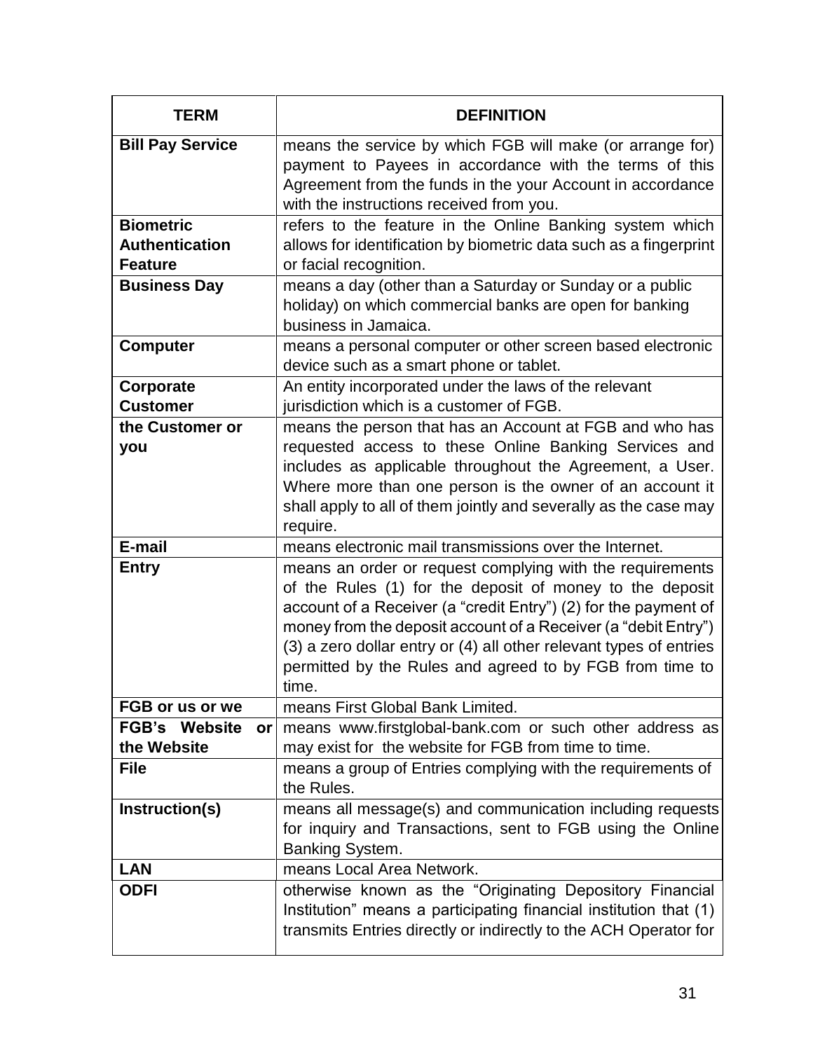| TERM | DEFINITION |
|---|---|
| **Bill Pay Service** | means the service by which FGB will make (or arrange for) payment to Payees in accordance with the terms of this Agreement from the funds in the your Account in accordance with the instructions received from you. |
| **Biometric Authentication Feature** | refers to the feature in the Online Banking system which allows for identification by biometric data such as a fingerprint or facial recognition. |
| **Business Day** | means a day (other than a Saturday or Sunday or a public holiday) on which commercial banks are open for banking business in Jamaica. |
| **Computer** | means a personal computer or other screen based electronic device such as a smart phone or tablet. |
| **Corporate Customer** | An entity incorporated under the laws of the relevant jurisdiction which is a customer of FGB. |
| **the Customer or you** | means the person that has an Account at FGB and who has requested access to these Online Banking Services and includes as applicable throughout the Agreement, a User. Where more than one person is the owner of an account it shall apply to all of them jointly and severally as the case may require. |
| **E-mail** | means electronic mail transmissions over the Internet. |
| **Entry** | means an order or request complying with the requirements of the Rules (1) for the deposit of money to the deposit account of a Receiver (a "credit Entry") (2) for the payment of money from the deposit account of a Receiver (a "debit Entry") (3) a zero dollar entry or (4) all other relevant types of entries permitted by the Rules and agreed to by FGB from time to time. |
| **FGB or us or we** | means First Global Bank Limited. |
| **FGB's Website or the Website** | means www.firstglobal-bank.com or such other address as may exist for the website for FGB from time to time. |
| **File** | means a group of Entries complying with the requirements of the Rules. |
| **Instruction(s)** | means all message(s) and communication including requests for inquiry and Transactions, sent to FGB using the Online Banking System. |
| **LAN** | means Local Area Network. |
| **ODFI** | otherwise known as the "Originating Depository Financial Institution" means a participating financial institution that (1) transmits Entries directly or indirectly to the ACH Operator for |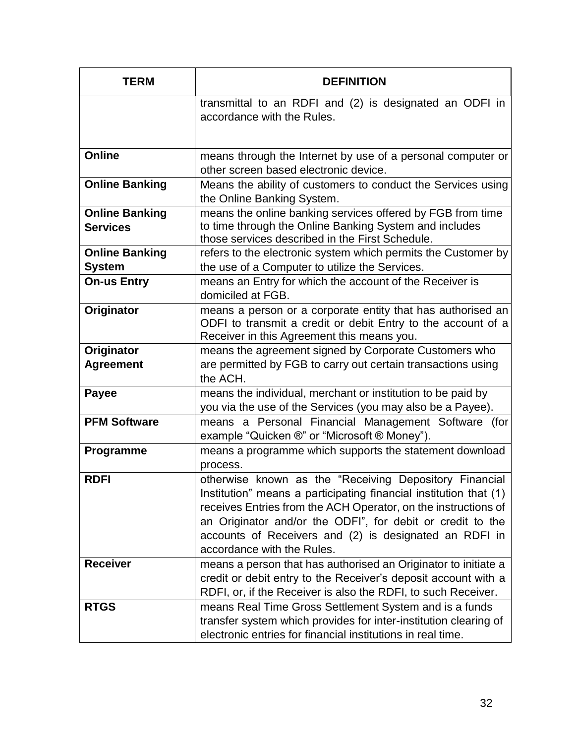| TERM | DEFINITION |
| --- | --- |
| | transmittal to an RDFI and (2) is designated an ODFI in accordance with the Rules. |
| **Online** | means through the Internet by use of a personal computer or other screen based electronic device. |
| **Online Banking** | Means the ability of customers to conduct the Services using the Online Banking System. |
| **Online Banking Services** | means the online banking services offered by FGB from time to time through the Online Banking System and includes those services described in the First Schedule. |
| **Online Banking System** | refers to the electronic system which permits the Customer by the use of a Computer to utilize the Services. |
| **On-us Entry** | means an Entry for which the account of the Receiver is domiciled at FGB. |
| **Originator** | means a person or a corporate entity that has authorised an ODFI to transmit a credit or debit Entry to the account of a Receiver in this Agreement this means you. |
| **Originator Agreement** | means the agreement signed by Corporate Customers who are permitted by FGB to carry out certain transactions using the ACH. |
| **Payee** | means the individual, merchant or institution to be paid by you via the use of the Services (you may also be a Payee). |
| **PFM Software** | means a Personal Financial Management Software (for example "Quicken ®" or "Microsoft ® Money"). |
| **Programme** | means a programme which supports the statement download process. |
| **RDFI** | otherwise known as the "Receiving Depository Financial Institution" means a participating financial institution that (1) receives Entries from the ACH Operator, on the instructions of an Originator and/or the ODFI", for debit or credit to the accounts of Receivers and (2) is designated an RDFI in accordance with the Rules. |
| **Receiver** | means a person that has authorised an Originator to initiate a credit or debit entry to the Receiver's deposit account with a RDFI, or, if the Receiver is also the RDFI, to such Receiver. |
| **RTGS** | means Real Time Gross Settlement System and is a funds transfer system which provides for inter-institution clearing of electronic entries for financial institutions in real time. |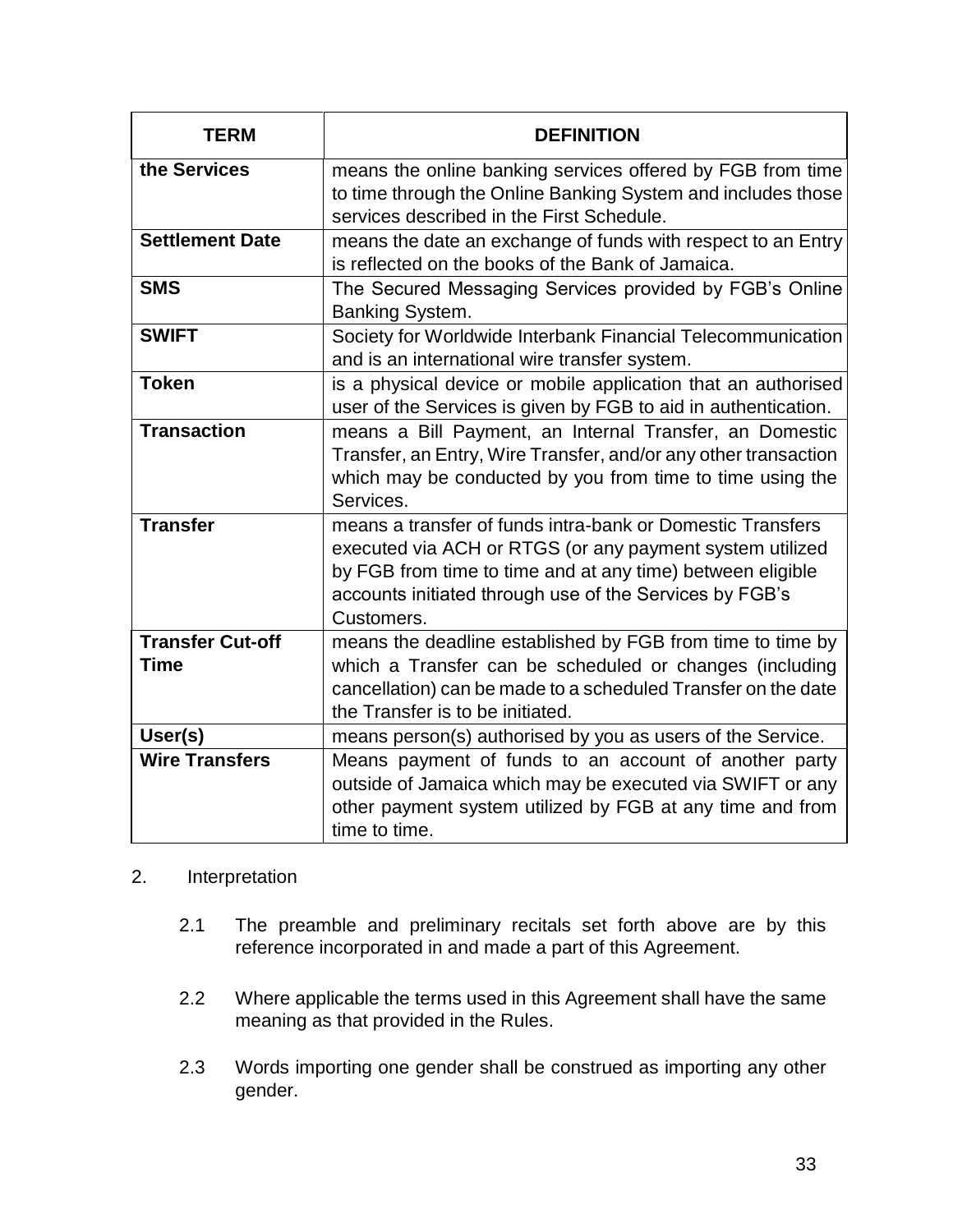| TERM | DEFINITION |
|---|---|
| **the Services** | means the online banking services offered by FGB from time to time through the Online Banking System and includes those services described in the First Schedule. |
| **Settlement Date** | means the date an exchange of funds with respect to an Entry is reflected on the books of the Bank of Jamaica. |
| **SMS** | The Secured Messaging Services provided by FGB's Online Banking System. |
| **SWIFT** | Society for Worldwide Interbank Financial Telecommunication and is an international wire transfer system. |
| **Token** | is a physical device or mobile application that an authorised user of the Services is given by FGB to aid in authentication. |
| **Transaction** | means a Bill Payment, an Internal Transfer, an Domestic Transfer, an Entry, Wire Transfer, and/or any other transaction which may be conducted by you from time to time using the Services. |
| **Transfer** | means a transfer of funds intra-bank or Domestic Transfers executed via ACH or RTGS (or any payment system utilized by FGB from time to time and at any time) between eligible accounts initiated through use of the Services by FGB's Customers. |
| **Transfer Cut-off Time** | means the deadline established by FGB from time to time by which a Transfer can be scheduled or changes (including cancellation) can be made to a scheduled Transfer on the date the Transfer is to be initiated. |
| **User(s)** | means person(s) authorised by you as users of the Service. |
| **Wire Transfers** | Means payment of funds to an account of another party outside of Jamaica which may be executed via SWIFT or any other payment system utilized by FGB at any time and from time to time. |

2. Interpretation

2.1 The preamble and preliminary recitals set forth above are by this reference incorporated in and made a part of this Agreement.

2.2 Where applicable the terms used in this Agreement shall have the same meaning as that provided in the Rules.

2.3 Words importing one gender shall be construed as importing any other gender.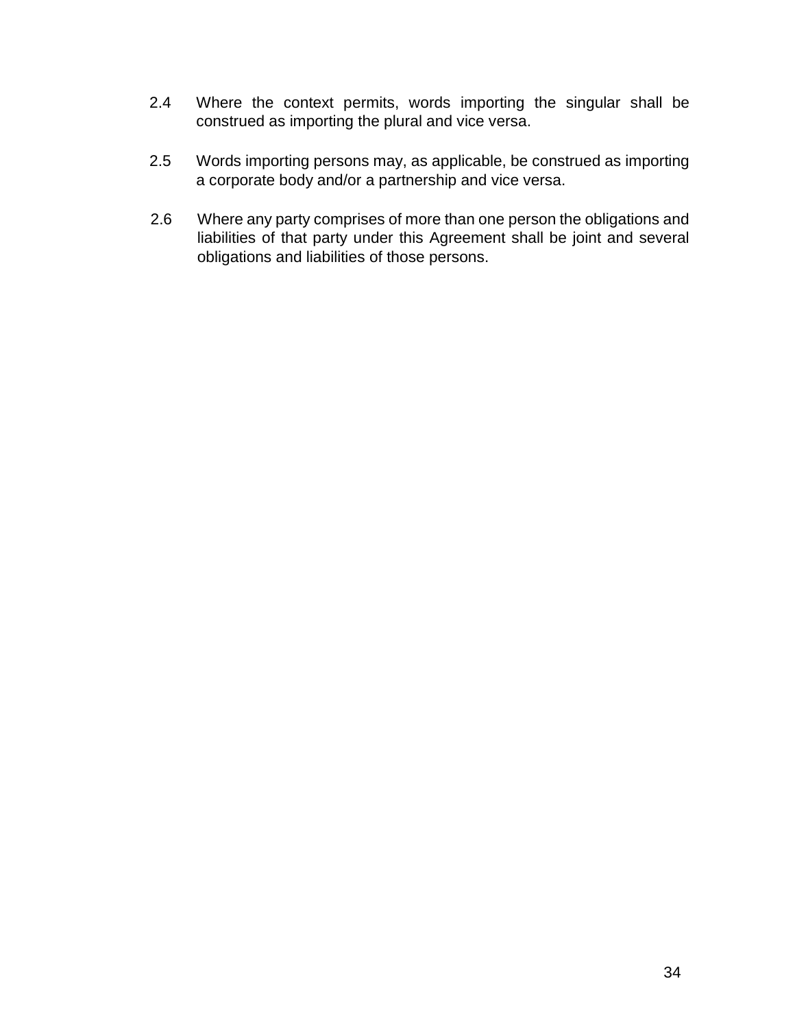2.4 Where the context permits, words importing the singular shall be construed as importing the plural and vice versa.

2.5 Words importing persons may, as applicable, be construed as importing a corporate body and/or a partnership and vice versa.

2.6 Where any party comprises of more than one person the obligations and liabilities of that party under this Agreement shall be joint and several obligations and liabilities of those persons.